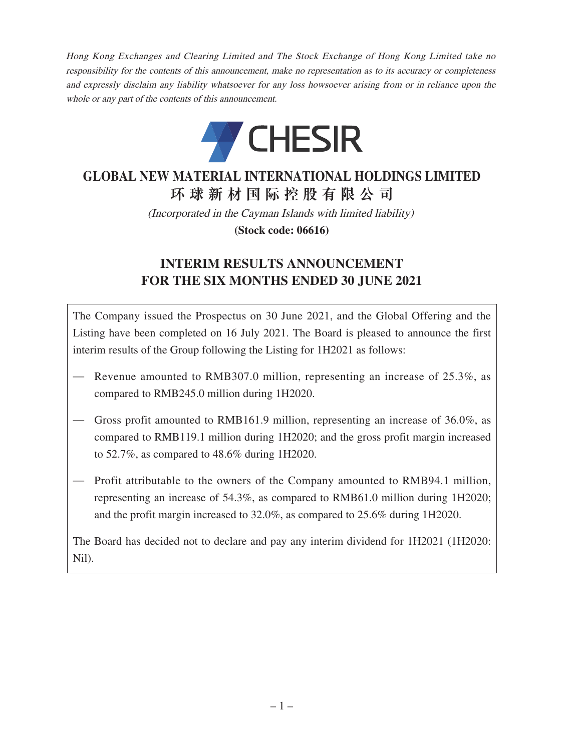*Hong Kong Exchanges and Clearing Limited and The Stock Exchange of Hong Kong Limited take no responsibility for the contents of this announcement, make no representation as to its accuracy or completeness and expressly disclaim any liability whatsoever for any loss howsoever arising from or in reliance upon the whole or any part of the contents of this announcement.*

CHESIR

# GLOBAL NEW MATERIAL INTERNATIONAL HOLDINGS LIMITED
# 环球新材国际控股有限公司

*(Incorporated in the Cayman Islands with limited liability)*

**(Stock code: 06616)**

## INTERIM RESULTS ANNOUNCEMENT FOR THE SIX MONTHS ENDED 30 JUNE 2021

The Company issued the Prospectus on 30 June 2021, and the Global Offering and the Listing have been completed on 16 July 2021. The Board is pleased to announce the first interim results of the Group following the Listing for 1H2021 as follows:

— Revenue amounted to RMB307.0 million, representing an increase of 25.3%, as compared to RMB245.0 million during 1H2020.

— Gross profit amounted to RMB161.9 million, representing an increase of 36.0%, as compared to RMB119.1 million during 1H2020; and the gross profit margin increased to 52.7%, as compared to 48.6% during 1H2020.

— Profit attributable to the owners of the Company amounted to RMB94.1 million, representing an increase of 54.3%, as compared to RMB61.0 million during 1H2020; and the profit margin increased to 32.0%, as compared to 25.6% during 1H2020.

The Board has decided not to declare and pay any interim dividend for 1H2021 (1H2020: Nil).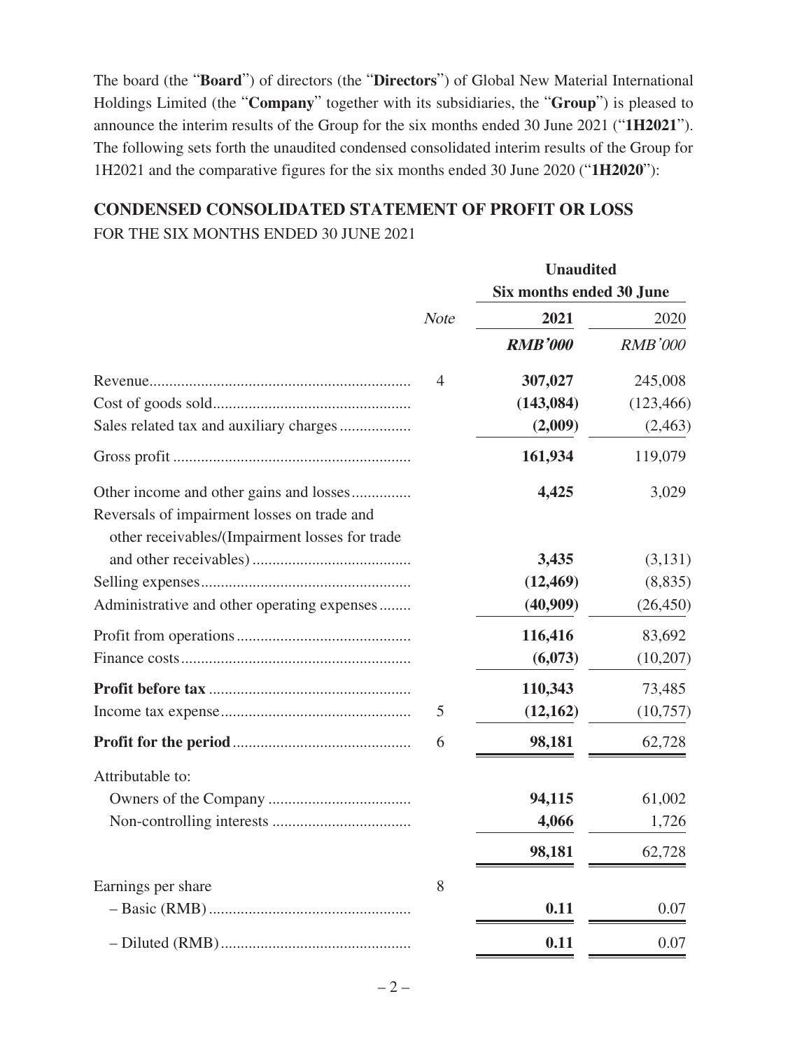The board (the "**Board**") of directors (the "**Directors**") of Global New Material International Holdings Limited (the "**Company**" together with its subsidiaries, the "**Group**") is pleased to announce the interim results of the Group for the six months ended 30 June 2021 ("**1H2021**"). The following sets forth the unaudited condensed consolidated interim results of the Group for 1H2021 and the comparative figures for the six months ended 30 June 2020 ("**1H2020**"):

## CONDENSED CONSOLIDATED STATEMENT OF PROFIT OR LOSS

FOR THE SIX MONTHS ENDED 30 JUNE 2021

| | | **Unaudited** | |
|---|---|---|---|
| | | **Six months ended 30 June** | |
| | *Note* | **2021** | 2020 |
| | | ***RMB'000*** | *RMB'000* |
| Revenue | 4 | **307,027** | 245,008 |
| Cost of goods sold | | **(143,084)** | (123,466) |
| Sales related tax and auxiliary charges | | **(2,009)** | (2,463) |
| Gross profit | | **161,934** | 119,079 |
| Other income and other gains and losses | | **4,425** | 3,029 |
| Reversals of impairment losses on trade and other receivables/(Impairment losses for trade and other receivables) | | **3,435** | (3,131) |
| Selling expenses | | **(12,469)** | (8,835) |
| Administrative and other operating expenses | | **(40,909)** | (26,450) |
| Profit from operations | | **116,416** | 83,692 |
| Finance costs | | **(6,073)** | (10,207) |
| **Profit before tax** | | **110,343** | 73,485 |
| Income tax expense | 5 | **(12,162)** | (10,757) |
| **Profit for the period** | 6 | **98,181** | 62,728 |
| Attributable to: | | | |
| Owners of the Company | | **94,115** | 61,002 |
| Non-controlling interests | | **4,066** | 1,726 |
| | | **98,181** | 62,728 |
| Earnings per share | 8 | | |
| – Basic (RMB) | | **0.11** | 0.07 |
| – Diluted (RMB) | | **0.11** | 0.07 |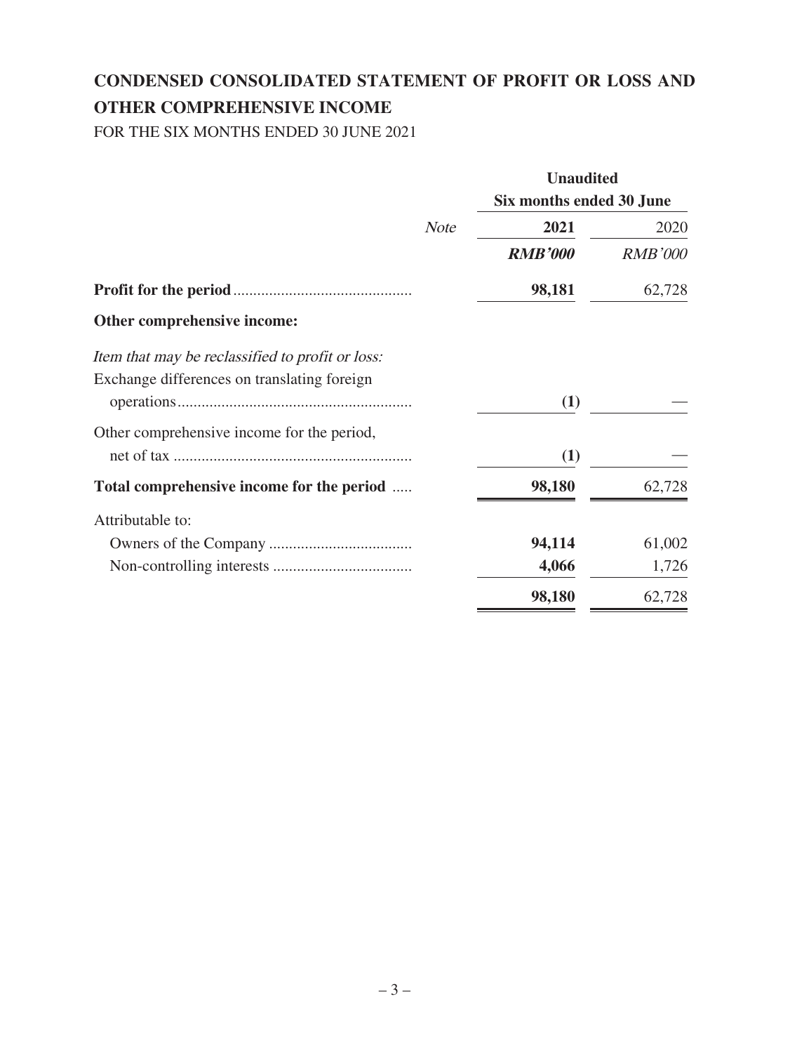## CONDENSED CONSOLIDATED STATEMENT OF PROFIT OR LOSS AND OTHER COMPREHENSIVE INCOME

FOR THE SIX MONTHS ENDED 30 JUNE 2021

| | | Unaudited | |
|---|---|---|---|
| | | Six months ended 30 June | |
| | *Note* | **2021** | 2020 |
| | | ***RMB'000*** | *RMB'000* |
| **Profit for the period** | | **98,181** | 62,728 |
| **Other comprehensive income:** | | | |
| *Item that may be reclassified to profit or loss:* | | | |
| Exchange differences on translating foreign operations | | **(1)** | — |
| Other comprehensive income for the period, net of tax | | **(1)** | — |
| **Total comprehensive income for the period** | | **98,180** | 62,728 |
| Attributable to: | | | |
| Owners of the Company | | **94,114** | 61,002 |
| Non-controlling interests | | **4,066** | 1,726 |
| | | **98,180** | 62,728 |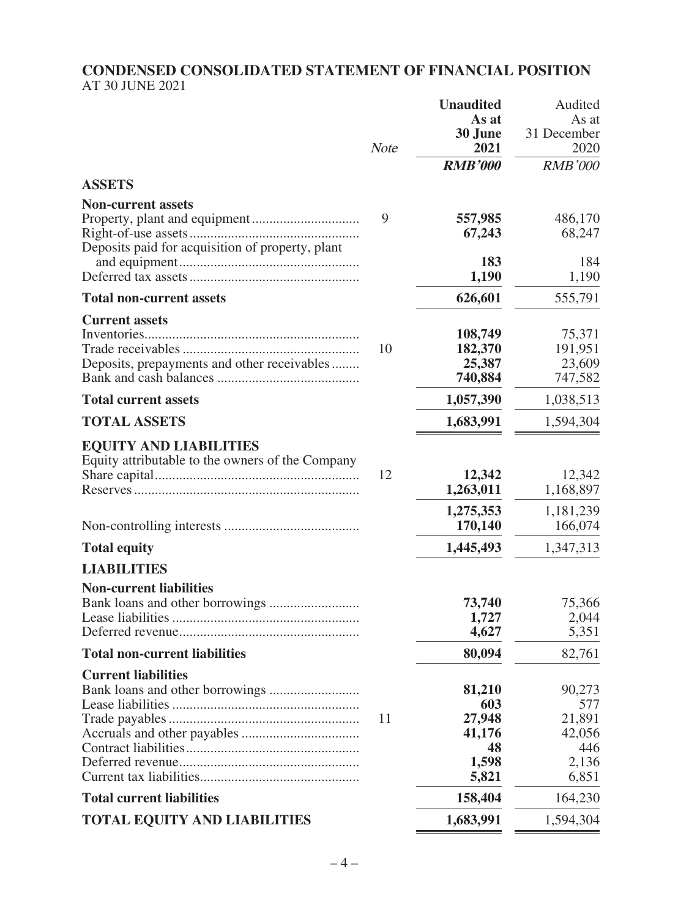# CONDENSED CONSOLIDATED STATEMENT OF FINANCIAL POSITION

AT 30 JUNE 2021

| | Note | Unaudited As at 30 June 2021 | Audited As at 31 December 2020 |
|---|---|---|---|
| | | *RMB'000* | *RMB'000* |
| **ASSETS** | | | |
| **Non-current assets** | | | |
| Property, plant and equipment | 9 | **557,985** | 486,170 |
| Right-of-use assets | | **67,243** | 68,247 |
| Deposits paid for acquisition of property, plant and equipment | | **183** | 184 |
| Deferred tax assets | | **1,190** | 1,190 |
| **Total non-current assets** | | **626,601** | 555,791 |
| **Current assets** | | | |
| Inventories | | **108,749** | 75,371 |
| Trade receivables | 10 | **182,370** | 191,951 |
| Deposits, prepayments and other receivables | | **25,387** | 23,609 |
| Bank and cash balances | | **740,884** | 747,582 |
| **Total current assets** | | **1,057,390** | 1,038,513 |
| **TOTAL ASSETS** | | **1,683,991** | 1,594,304 |
| **EQUITY AND LIABILITIES** | | | |
| Equity attributable to the owners of the Company | | | |
| Share capital | 12 | **12,342** | 12,342 |
| Reserves | | **1,263,011** | 1,168,897 |
| | | **1,275,353** | 1,181,239 |
| Non-controlling interests | | **170,140** | 166,074 |
| **Total equity** | | **1,445,493** | 1,347,313 |
| **LIABILITIES** | | | |
| **Non-current liabilities** | | | |
| Bank loans and other borrowings | | **73,740** | 75,366 |
| Lease liabilities | | **1,727** | 2,044 |
| Deferred revenue | | **4,627** | 5,351 |
| **Total non-current liabilities** | | **80,094** | 82,761 |
| **Current liabilities** | | | |
| Bank loans and other borrowings | | **81,210** | 90,273 |
| Lease liabilities | | **603** | 577 |
| Trade payables | 11 | **27,948** | 21,891 |
| Accruals and other payables | | **41,176** | 42,056 |
| Contract liabilities | | **48** | 446 |
| Deferred revenue | | **1,598** | 2,136 |
| Current tax liabilities | | **5,821** | 6,851 |
| **Total current liabilities** | | **158,404** | 164,230 |
| **TOTAL EQUITY AND LIABILITIES** | | **1,683,991** | 1,594,304 |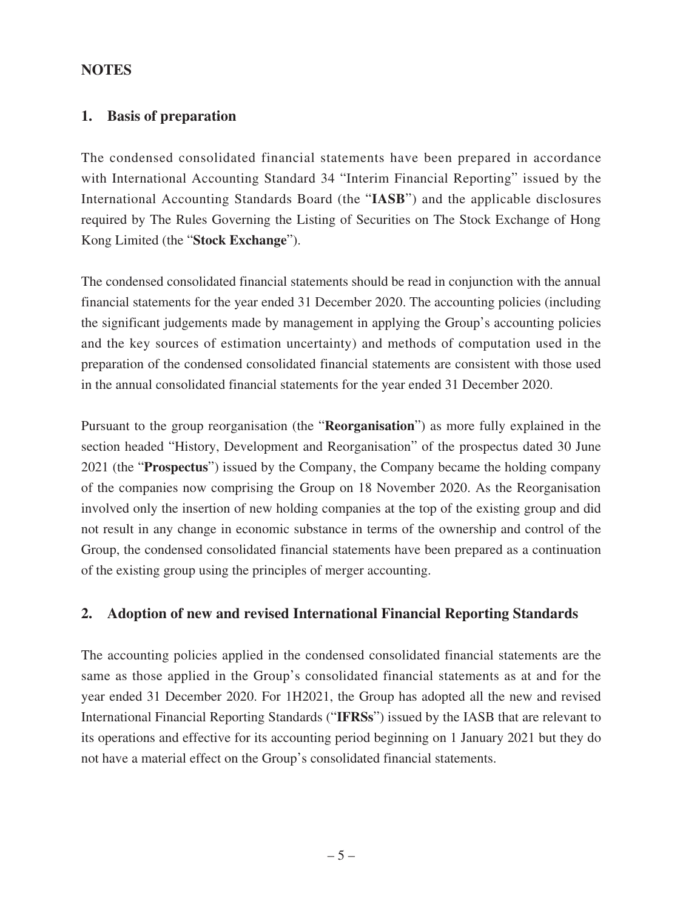## NOTES

### 1. Basis of preparation

The condensed consolidated financial statements have been prepared in accordance with International Accounting Standard 34 "Interim Financial Reporting" issued by the International Accounting Standards Board (the "**IASB**") and the applicable disclosures required by The Rules Governing the Listing of Securities on The Stock Exchange of Hong Kong Limited (the "**Stock Exchange**").

The condensed consolidated financial statements should be read in conjunction with the annual financial statements for the year ended 31 December 2020. The accounting policies (including the significant judgements made by management in applying the Group's accounting policies and the key sources of estimation uncertainty) and methods of computation used in the preparation of the condensed consolidated financial statements are consistent with those used in the annual consolidated financial statements for the year ended 31 December 2020.

Pursuant to the group reorganisation (the "**Reorganisation**") as more fully explained in the section headed "History, Development and Reorganisation" of the prospectus dated 30 June 2021 (the "**Prospectus**") issued by the Company, the Company became the holding company of the companies now comprising the Group on 18 November 2020. As the Reorganisation involved only the insertion of new holding companies at the top of the existing group and did not result in any change in economic substance in terms of the ownership and control of the Group, the condensed consolidated financial statements have been prepared as a continuation of the existing group using the principles of merger accounting.

### 2. Adoption of new and revised International Financial Reporting Standards

The accounting policies applied in the condensed consolidated financial statements are the same as those applied in the Group's consolidated financial statements as at and for the year ended 31 December 2020. For 1H2021, the Group has adopted all the new and revised International Financial Reporting Standards ("**IFRSs**") issued by the IASB that are relevant to its operations and effective for its accounting period beginning on 1 January 2021 but they do not have a material effect on the Group's consolidated financial statements.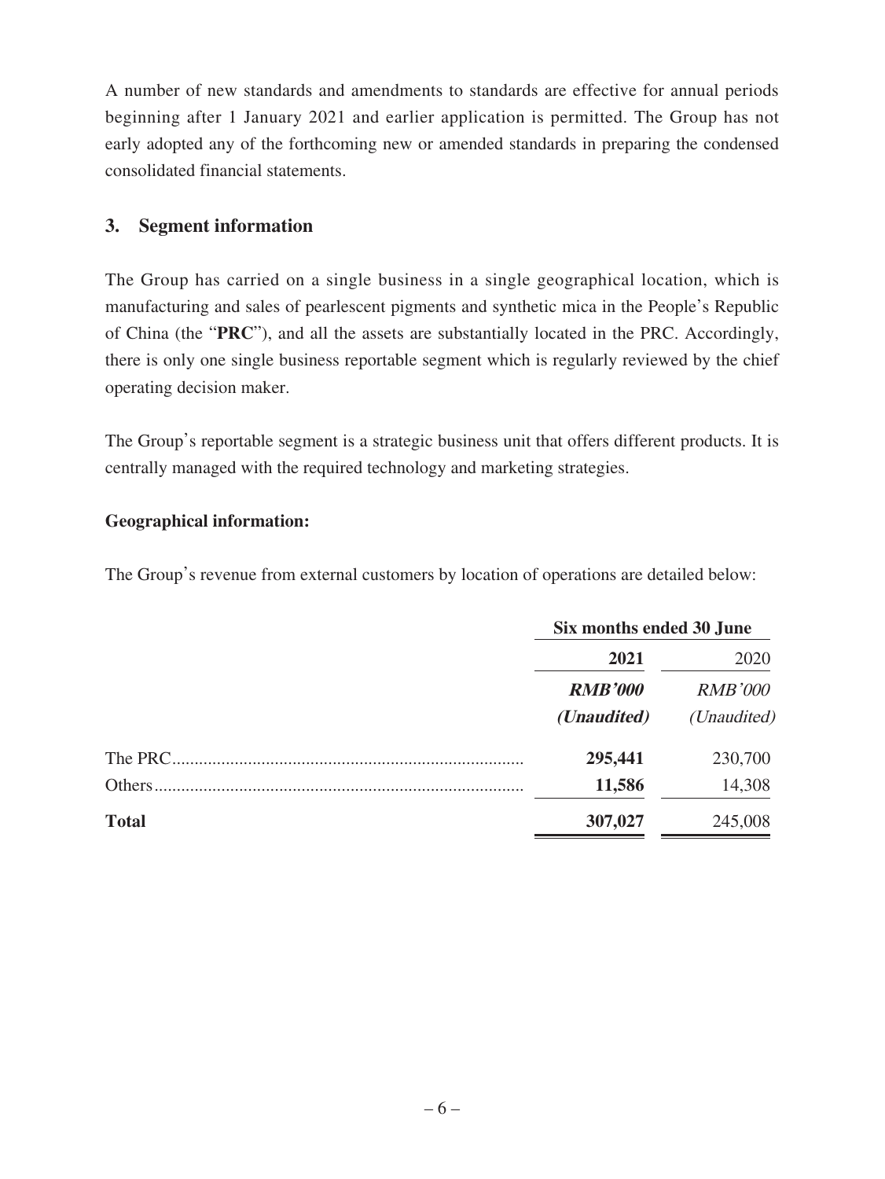A number of new standards and amendments to standards are effective for annual periods beginning after 1 January 2021 and earlier application is permitted. The Group has not early adopted any of the forthcoming new or amended standards in preparing the condensed consolidated financial statements.

## 3. Segment information

The Group has carried on a single business in a single geographical location, which is manufacturing and sales of pearlescent pigments and synthetic mica in the People's Republic of China (the "**PRC**"), and all the assets are substantially located in the PRC. Accordingly, there is only one single business reportable segment which is regularly reviewed by the chief operating decision maker.

The Group's reportable segment is a strategic business unit that offers different products. It is centrally managed with the required technology and marketing strategies.

**Geographical information:**

The Group's revenue from external customers by location of operations are detailed below:

| | Six months ended 30 June | |
|---|---|---|
| | **2021** | 2020 |
| | ***RMB'000*** | *RMB'000* |
| | ***(Unaudited)*** | *(Unaudited)* |
| The PRC | **295,441** | 230,700 |
| Others | **11,586** | 14,308 |
| **Total** | **307,027** | 245,008 |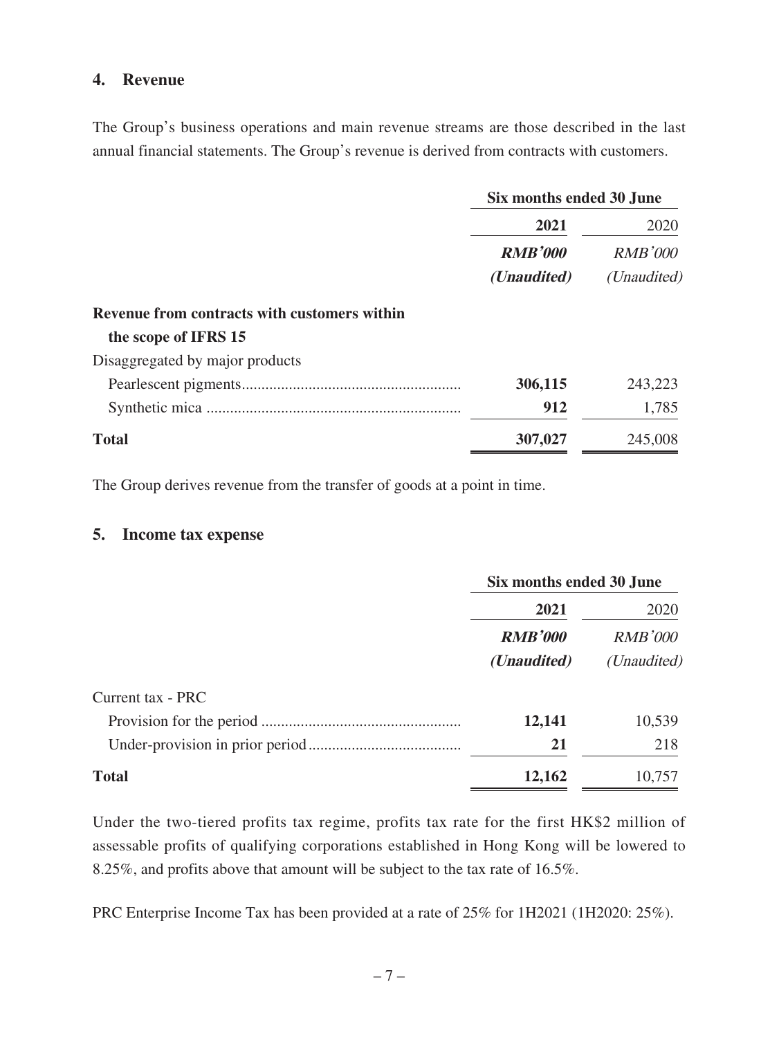## 4. Revenue

The Group's business operations and main revenue streams are those described in the last annual financial statements. The Group's revenue is derived from contracts with customers.

| | Six months ended 30 June | |
|---|---|---|
| | **2021** | 2020 |
| | ***RMB'000*** | *RMB'000* |
| | ***(Unaudited)*** | *(Unaudited)* |
| **Revenue from contracts with customers within the scope of IFRS 15** | | |
| Disaggregated by major products | | |
| Pearlescent pigments | **306,115** | 243,223 |
| Synthetic mica | **912** | 1,785 |
| **Total** | **307,027** | 245,008 |

The Group derives revenue from the transfer of goods at a point in time.

## 5. Income tax expense

| | Six months ended 30 June | |
|---|---|---|
| | **2021** | 2020 |
| | ***RMB'000*** | *RMB'000* |
| | ***(Unaudited)*** | *(Unaudited)* |
| Current tax - PRC | | |
| Provision for the period | **12,141** | 10,539 |
| Under-provision in prior period | **21** | 218 |
| **Total** | **12,162** | 10,757 |

Under the two-tiered profits tax regime, profits tax rate for the first HK$2 million of assessable profits of qualifying corporations established in Hong Kong will be lowered to 8.25%, and profits above that amount will be subject to the tax rate of 16.5%.

PRC Enterprise Income Tax has been provided at a rate of 25% for 1H2021 (1H2020: 25%).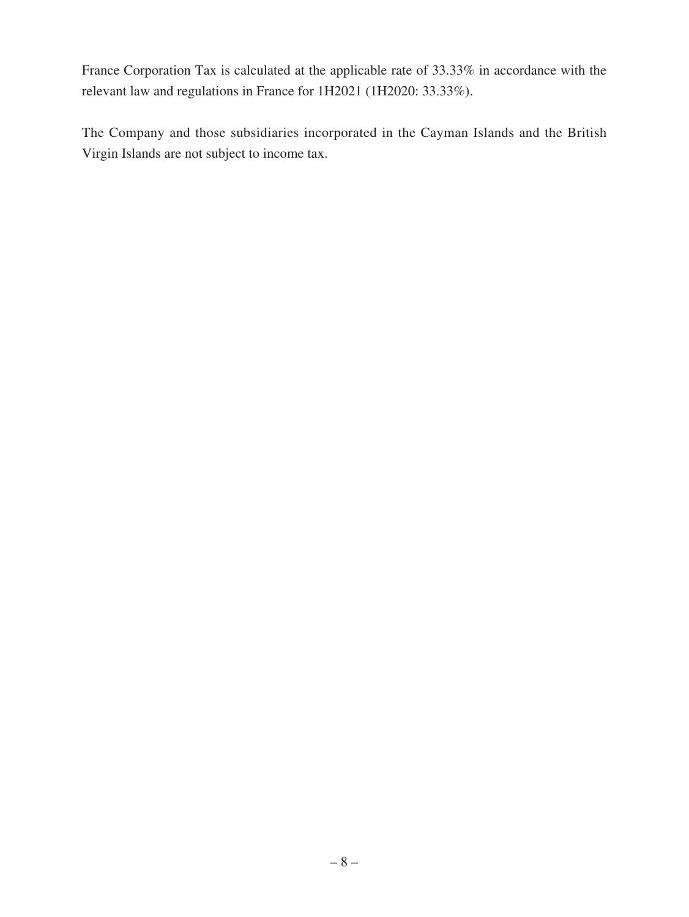France Corporation Tax is calculated at the applicable rate of 33.33% in accordance with the relevant law and regulations in France for 1H2021 (1H2020: 33.33%).

The Company and those subsidiaries incorporated in the Cayman Islands and the British Virgin Islands are not subject to income tax.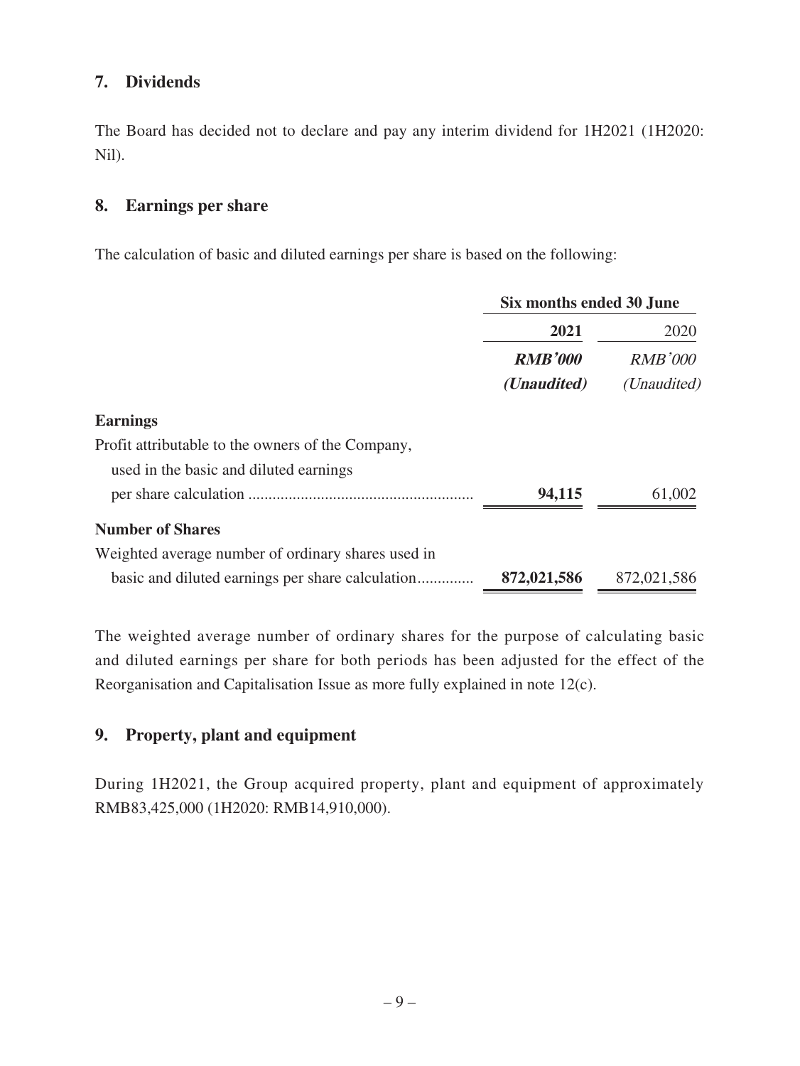## 7. Dividends

The Board has decided not to declare and pay any interim dividend for 1H2021 (1H2020: Nil).

## 8. Earnings per share

The calculation of basic and diluted earnings per share is based on the following:

| | Six months ended 30 June | |
|---|---|---|
| | **2021** | 2020 |
| | ***RMB'000*** | *RMB'000* |
| | ***(Unaudited)*** | *(Unaudited)* |
| **Earnings** | | |
| Profit attributable to the owners of the Company, used in the basic and diluted earnings per share calculation | **94,115** | 61,002 |
| **Number of Shares** | | |
| Weighted average number of ordinary shares used in basic and diluted earnings per share calculation | **872,021,586** | 872,021,586 |

The weighted average number of ordinary shares for the purpose of calculating basic and diluted earnings per share for both periods has been adjusted for the effect of the Reorganisation and Capitalisation Issue as more fully explained in note 12(c).

## 9. Property, plant and equipment

During 1H2021, the Group acquired property, plant and equipment of approximately RMB83,425,000 (1H2020: RMB14,910,000).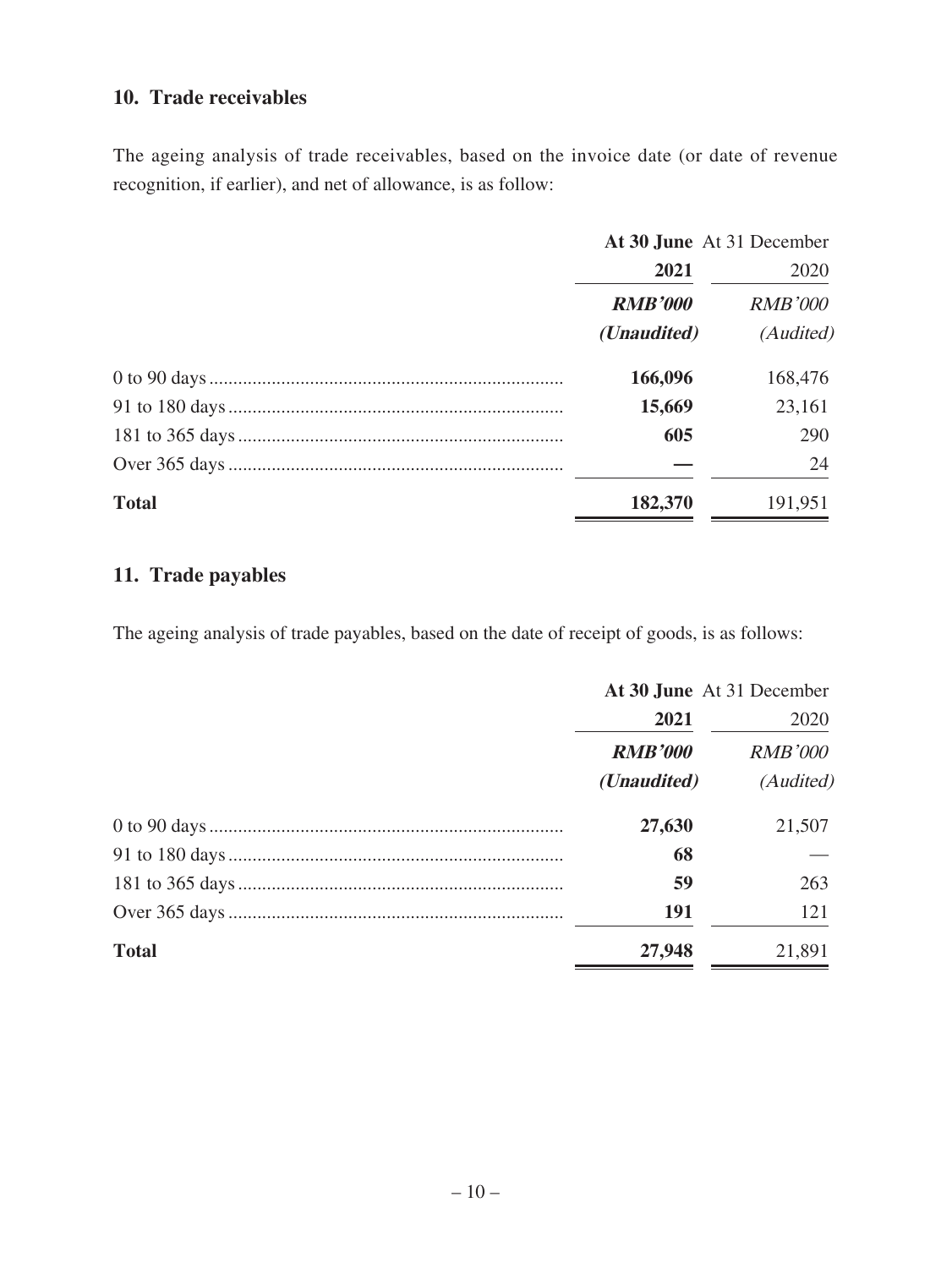## 10. Trade receivables

The ageing analysis of trade receivables, based on the invoice date (or date of revenue recognition, if earlier), and net of allowance, is as follow:

| | **At 30 June 2021** | At 31 December 2020 |
|---|---|---|
| | ***RMB'000*** | *RMB'000* |
| | ***(Unaudited)*** | *(Audited)* |
| 0 to 90 days | **166,096** | 168,476 |
| 91 to 180 days | **15,669** | 23,161 |
| 181 to 365 days | **605** | 290 |
| Over 365 days | **—** | 24 |
| **Total** | **182,370** | 191,951 |

## 11. Trade payables

The ageing analysis of trade payables, based on the date of receipt of goods, is as follows:

| | **At 30 June 2021** | At 31 December 2020 |
|---|---|---|
| | ***RMB'000*** | *RMB'000* |
| | ***(Unaudited)*** | *(Audited)* |
| 0 to 90 days | **27,630** | 21,507 |
| 91 to 180 days | **68** | — |
| 181 to 365 days | **59** | 263 |
| Over 365 days | **191** | 121 |
| **Total** | **27,948** | 21,891 |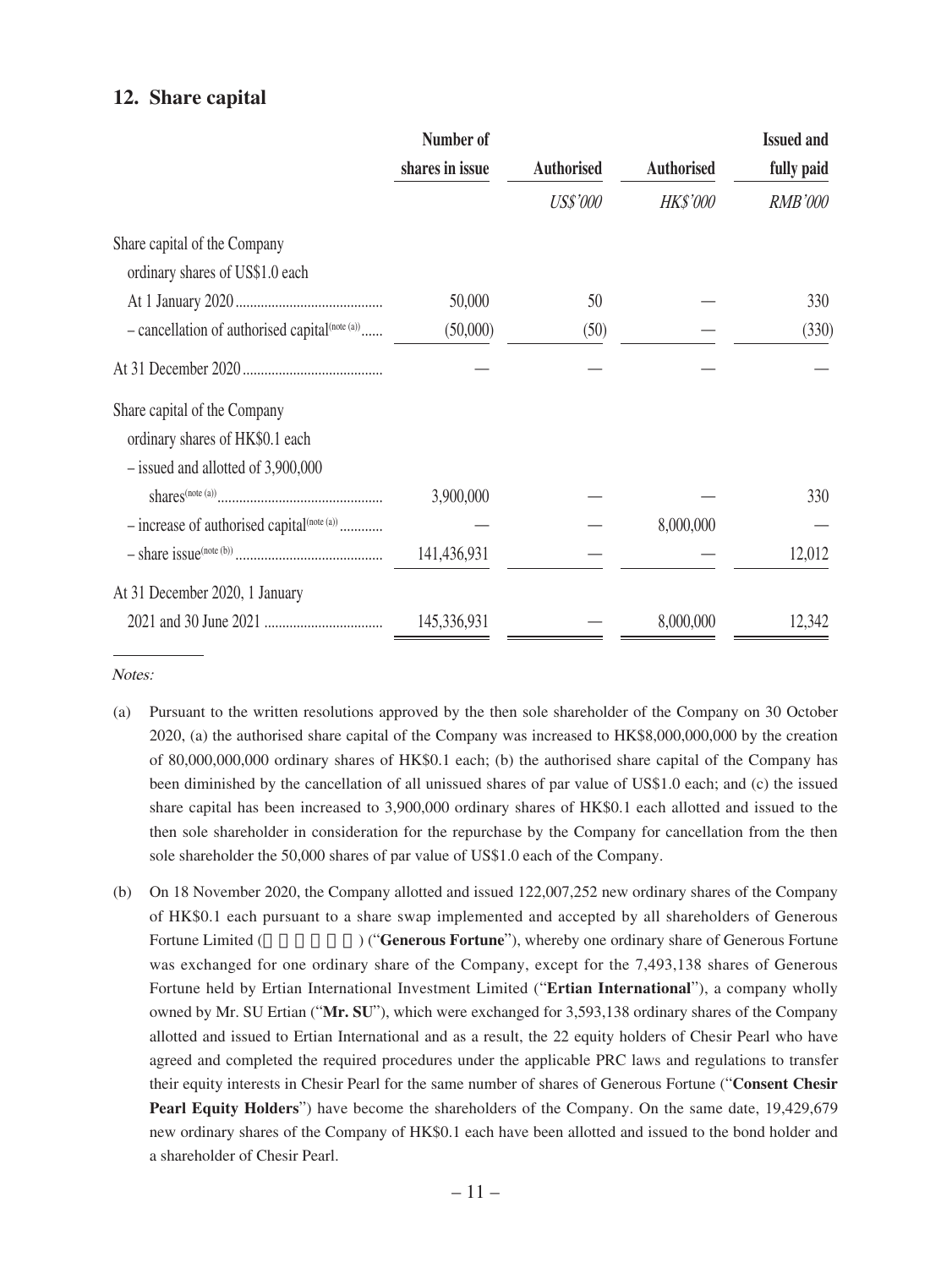## 12. Share capital

| | Number of shares in issue | Authorised | Authorised | Issued and fully paid |
|---|---|---|---|---|
| | | *US$'000* | *HK$'000* | *RMB'000* |
| Share capital of the Company | | | | |
| ordinary shares of US$1.0 each | | | | |
| At 1 January 2020 | 50,000 | 50 | — | 330 |
| – cancellation of authorised capital[note (a)] | (50,000) | (50) | — | (330) |
| At 31 December 2020 | — | — | — | — |
| Share capital of the Company | | | | |
| ordinary shares of HK$0.1 each | | | | |
| – issued and allotted of 3,900,000 shares[note (a)] | 3,900,000 | — | — | 330 |
| – increase of authorised capital[note (a)] | — | — | 8,000,000 | — |
| – share issue[note (b)] | 141,436,931 | — | — | 12,012 |
| At 31 December 2020, 1 January 2021 and 30 June 2021 | 145,336,931 | — | 8,000,000 | 12,342 |

*Notes:*

(a) Pursuant to the written resolutions approved by the then sole shareholder of the Company on 30 October 2020, (a) the authorised share capital of the Company was increased to HK$8,000,000,000 by the creation of 80,000,000,000 ordinary shares of HK$0.1 each; (b) the authorised share capital of the Company has been diminished by the cancellation of all unissued shares of par value of US$1.0 each; and (c) the issued share capital has been increased to 3,900,000 ordinary shares of HK$0.1 each allotted and issued to the then sole shareholder in consideration for the repurchase by the Company for cancellation from the then sole shareholder the 50,000 shares of par value of US$1.0 each of the Company.

(b) On 18 November 2020, the Company allotted and issued 122,007,252 new ordinary shares of the Company of HK$0.1 each pursuant to a share swap implemented and accepted by all shareholders of Generous Fortune Limited (　　　　　) ("**Generous Fortune**"), whereby one ordinary share of Generous Fortune was exchanged for one ordinary share of the Company, except for the 7,493,138 shares of Generous Fortune held by Ertian International Investment Limited ("**Ertian International**"), a company wholly owned by Mr. SU Ertian ("**Mr. SU**"), which were exchanged for 3,593,138 ordinary shares of the Company allotted and issued to Ertian International and as a result, the 22 equity holders of Chesir Pearl who have agreed and completed the required procedures under the applicable PRC laws and regulations to transfer their equity interests in Chesir Pearl for the same number of shares of Generous Fortune ("**Consent Chesir Pearl Equity Holders**") have become the shareholders of the Company. On the same date, 19,429,679 new ordinary shares of the Company of HK$0.1 each have been allotted and issued to the bond holder and a shareholder of Chesir Pearl.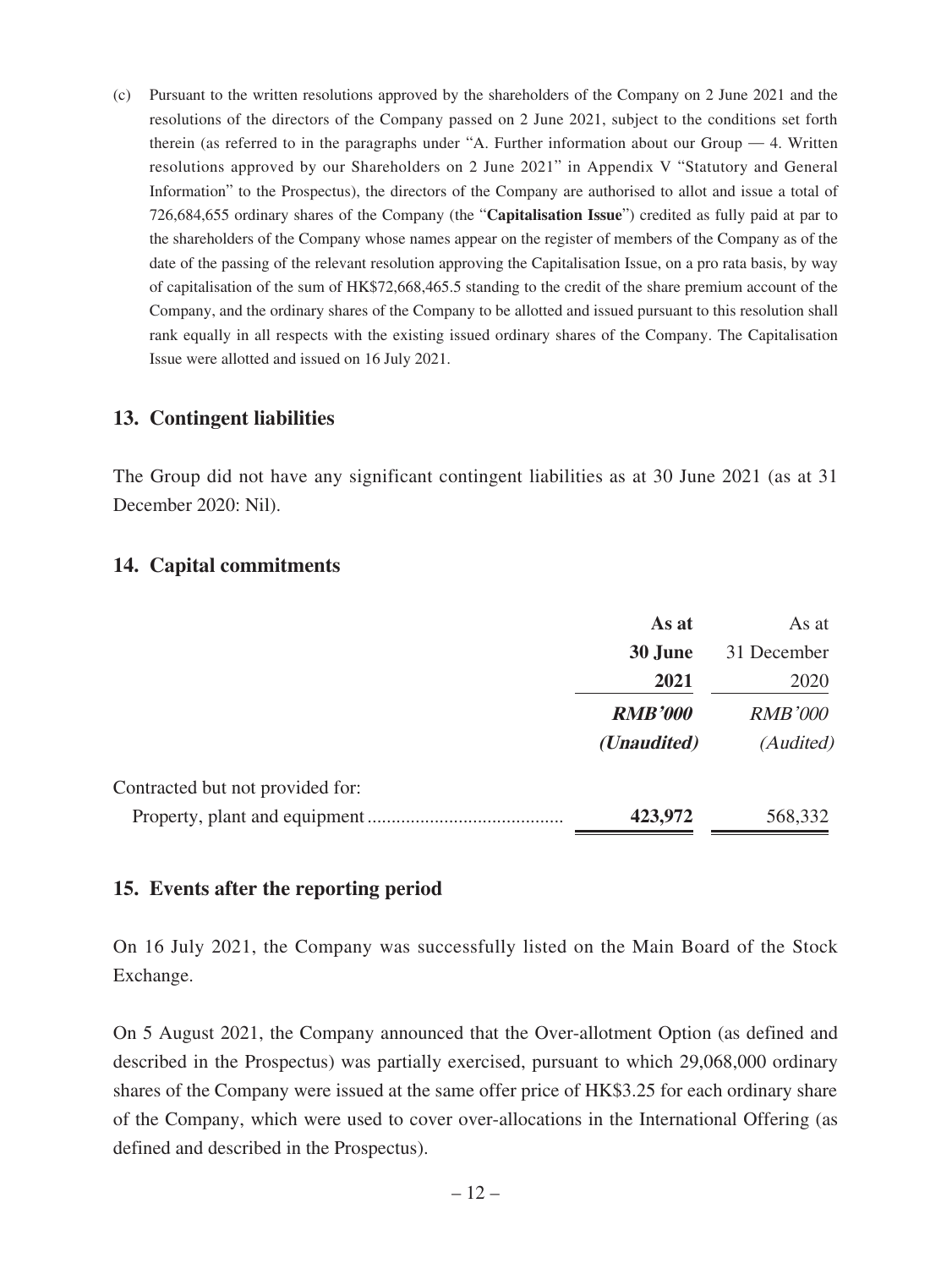(c) Pursuant to the written resolutions approved by the shareholders of the Company on 2 June 2021 and the resolutions of the directors of the Company passed on 2 June 2021, subject to the conditions set forth therein (as referred to in the paragraphs under "A. Further information about our Group — 4. Written resolutions approved by our Shareholders on 2 June 2021" in Appendix V "Statutory and General Information" to the Prospectus), the directors of the Company are authorised to allot and issue a total of 726,684,655 ordinary shares of the Company (the "**Capitalisation Issue**") credited as fully paid at par to the shareholders of the Company whose names appear on the register of members of the Company as of the date of the passing of the relevant resolution approving the Capitalisation Issue, on a pro rata basis, by way of capitalisation of the sum of HK$72,668,465.5 standing to the credit of the share premium account of the Company, and the ordinary shares of the Company to be allotted and issued pursuant to this resolution shall rank equally in all respects with the existing issued ordinary shares of the Company. The Capitalisation Issue were allotted and issued on 16 July 2021.

## 13. Contingent liabilities

The Group did not have any significant contingent liabilities as at 30 June 2021 (as at 31 December 2020: Nil).

## 14. Capital commitments

| | **As at 30 June 2021** | As at 31 December 2020 |
|---|---|---|
| | ***RMB'000*** | *RMB'000* |
| | ***(Unaudited)*** | *(Audited)* |
| Contracted but not provided for: | | |
| Property, plant and equipment | **423,972** | 568,332 |

## 15. Events after the reporting period

On 16 July 2021, the Company was successfully listed on the Main Board of the Stock Exchange.

On 5 August 2021, the Company announced that the Over-allotment Option (as defined and described in the Prospectus) was partially exercised, pursuant to which 29,068,000 ordinary shares of the Company were issued at the same offer price of HK$3.25 for each ordinary share of the Company, which were used to cover over-allocations in the International Offering (as defined and described in the Prospectus).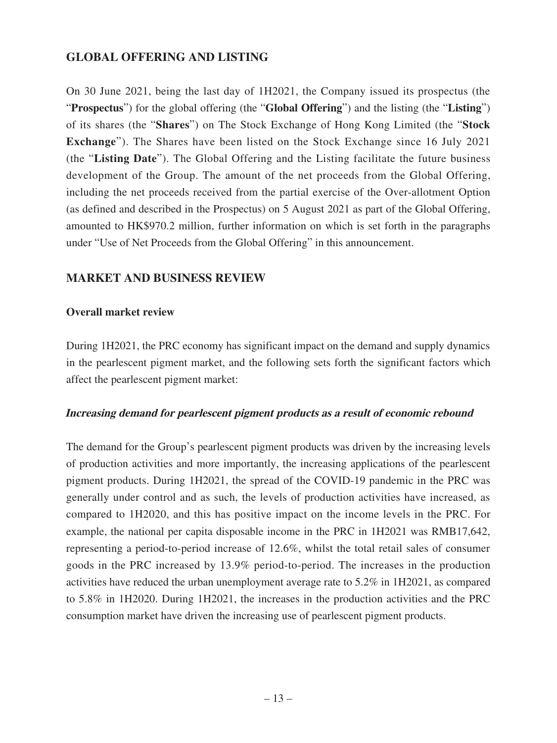## GLOBAL OFFERING AND LISTING

On 30 June 2021, being the last day of 1H2021, the Company issued its prospectus (the "**Prospectus**") for the global offering (the "**Global Offering**") and the listing (the "**Listing**") of its shares (the "**Shares**") on The Stock Exchange of Hong Kong Limited (the "**Stock Exchange**"). The Shares have been listed on the Stock Exchange since 16 July 2021 (the "**Listing Date**"). The Global Offering and the Listing facilitate the future business development of the Group. The amount of the net proceeds from the Global Offering, including the net proceeds received from the partial exercise of the Over-allotment Option (as defined and described in the Prospectus) on 5 August 2021 as part of the Global Offering, amounted to HK$970.2 million, further information on which is set forth in the paragraphs under "Use of Net Proceeds from the Global Offering" in this announcement.

## MARKET AND BUSINESS REVIEW

### Overall market review

During 1H2021, the PRC economy has significant impact on the demand and supply dynamics in the pearlescent pigment market, and the following sets forth the significant factors which affect the pearlescent pigment market:

#### *Increasing demand for pearlescent pigment products as a result of economic rebound*

The demand for the Group's pearlescent pigment products was driven by the increasing levels of production activities and more importantly, the increasing applications of the pearlescent pigment products. During 1H2021, the spread of the COVID-19 pandemic in the PRC was generally under control and as such, the levels of production activities have increased, as compared to 1H2020, and this has positive impact on the income levels in the PRC. For example, the national per capita disposable income in the PRC in 1H2021 was RMB17,642, representing a period-to-period increase of 12.6%, whilst the total retail sales of consumer goods in the PRC increased by 13.9% period-to-period. The increases in the production activities have reduced the urban unemployment average rate to 5.2% in 1H2021, as compared to 5.8% in 1H2020. During 1H2021, the increases in the production activities and the PRC consumption market have driven the increasing use of pearlescent pigment products.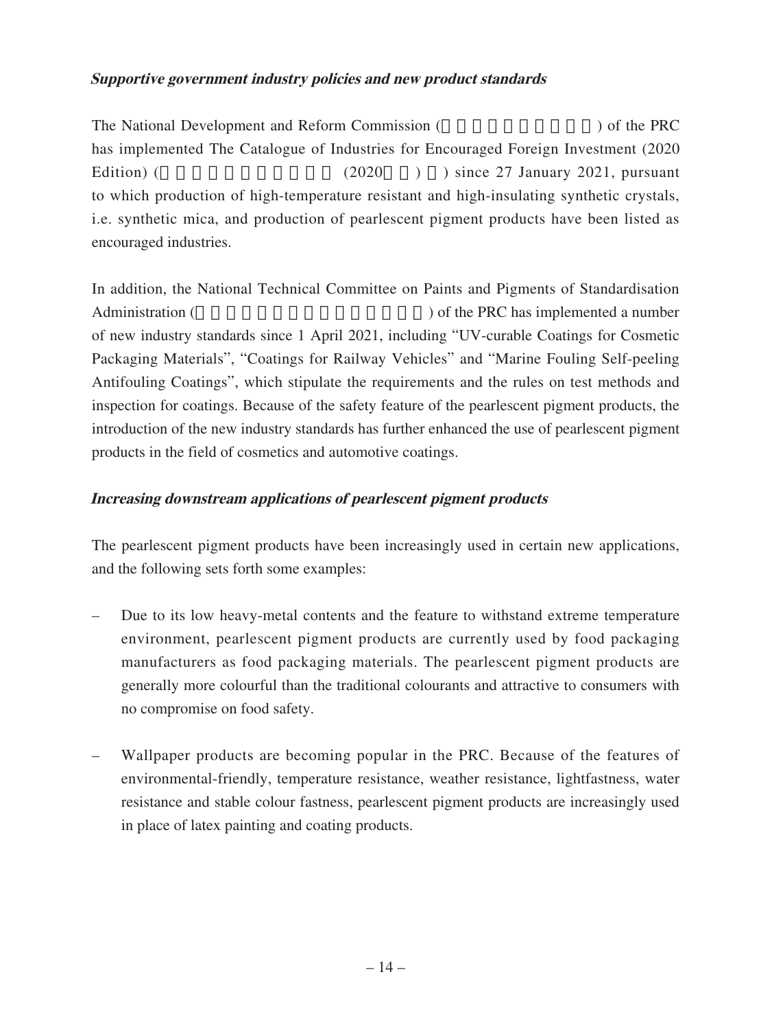### *Supportive government industry policies and new product standards*

The National Development and Reform Commission () of the PRC has implemented The Catalogue of Industries for Encouraged Foreign Investment (2020 Edition) ((2020)) since 27 January 2021, pursuant to which production of high-temperature resistant and high-insulating synthetic crystals, i.e. synthetic mica, and production of pearlescent pigment products have been listed as encouraged industries.

In addition, the National Technical Committee on Paints and Pigments of Standardisation Administration () of the PRC has implemented a number of new industry standards since 1 April 2021, including "UV-curable Coatings for Cosmetic Packaging Materials", "Coatings for Railway Vehicles" and "Marine Fouling Self-peeling Antifouling Coatings", which stipulate the requirements and the rules on test methods and inspection for coatings. Because of the safety feature of the pearlescent pigment products, the introduction of the new industry standards has further enhanced the use of pearlescent pigment products in the field of cosmetics and automotive coatings.

### *Increasing downstream applications of pearlescent pigment products*

The pearlescent pigment products have been increasingly used in certain new applications, and the following sets forth some examples:

– Due to its low heavy-metal contents and the feature to withstand extreme temperature environment, pearlescent pigment products are currently used by food packaging manufacturers as food packaging materials. The pearlescent pigment products are generally more colourful than the traditional colourants and attractive to consumers with no compromise on food safety.

– Wallpaper products are becoming popular in the PRC. Because of the features of environmental-friendly, temperature resistance, weather resistance, lightfastness, water resistance and stable colour fastness, pearlescent pigment products are increasingly used in place of latex painting and coating products.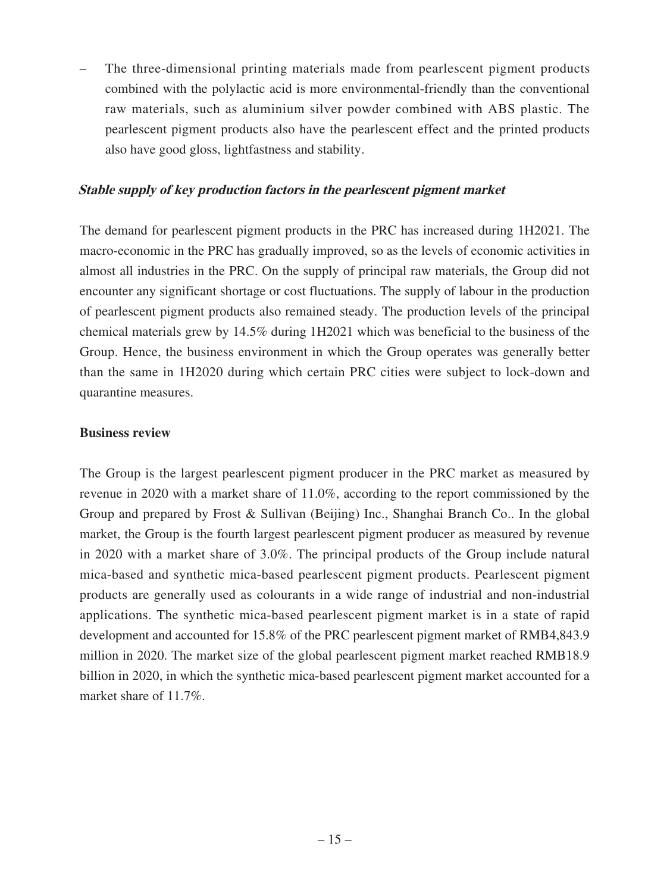– The three-dimensional printing materials made from pearlescent pigment products combined with the polylactic acid is more environmental-friendly than the conventional raw materials, such as aluminium silver powder combined with ABS plastic. The pearlescent pigment products also have the pearlescent effect and the printed products also have good gloss, lightfastness and stability.

***Stable supply of key production factors in the pearlescent pigment market***

The demand for pearlescent pigment products in the PRC has increased during 1H2021. The macro-economic in the PRC has gradually improved, so as the levels of economic activities in almost all industries in the PRC. On the supply of principal raw materials, the Group did not encounter any significant shortage or cost fluctuations. The supply of labour in the production of pearlescent pigment products also remained steady. The production levels of the principal chemical materials grew by 14.5% during 1H2021 which was beneficial to the business of the Group. Hence, the business environment in which the Group operates was generally better than the same in 1H2020 during which certain PRC cities were subject to lock-down and quarantine measures.

**Business review**

The Group is the largest pearlescent pigment producer in the PRC market as measured by revenue in 2020 with a market share of 11.0%, according to the report commissioned by the Group and prepared by Frost & Sullivan (Beijing) Inc., Shanghai Branch Co.. In the global market, the Group is the fourth largest pearlescent pigment producer as measured by revenue in 2020 with a market share of 3.0%. The principal products of the Group include natural mica-based and synthetic mica-based pearlescent pigment products. Pearlescent pigment products are generally used as colourants in a wide range of industrial and non-industrial applications. The synthetic mica-based pearlescent pigment market is in a state of rapid development and accounted for 15.8% of the PRC pearlescent pigment market of RMB4,843.9 million in 2020. The market size of the global pearlescent pigment market reached RMB18.9 billion in 2020, in which the synthetic mica-based pearlescent pigment market accounted for a market share of 11.7%.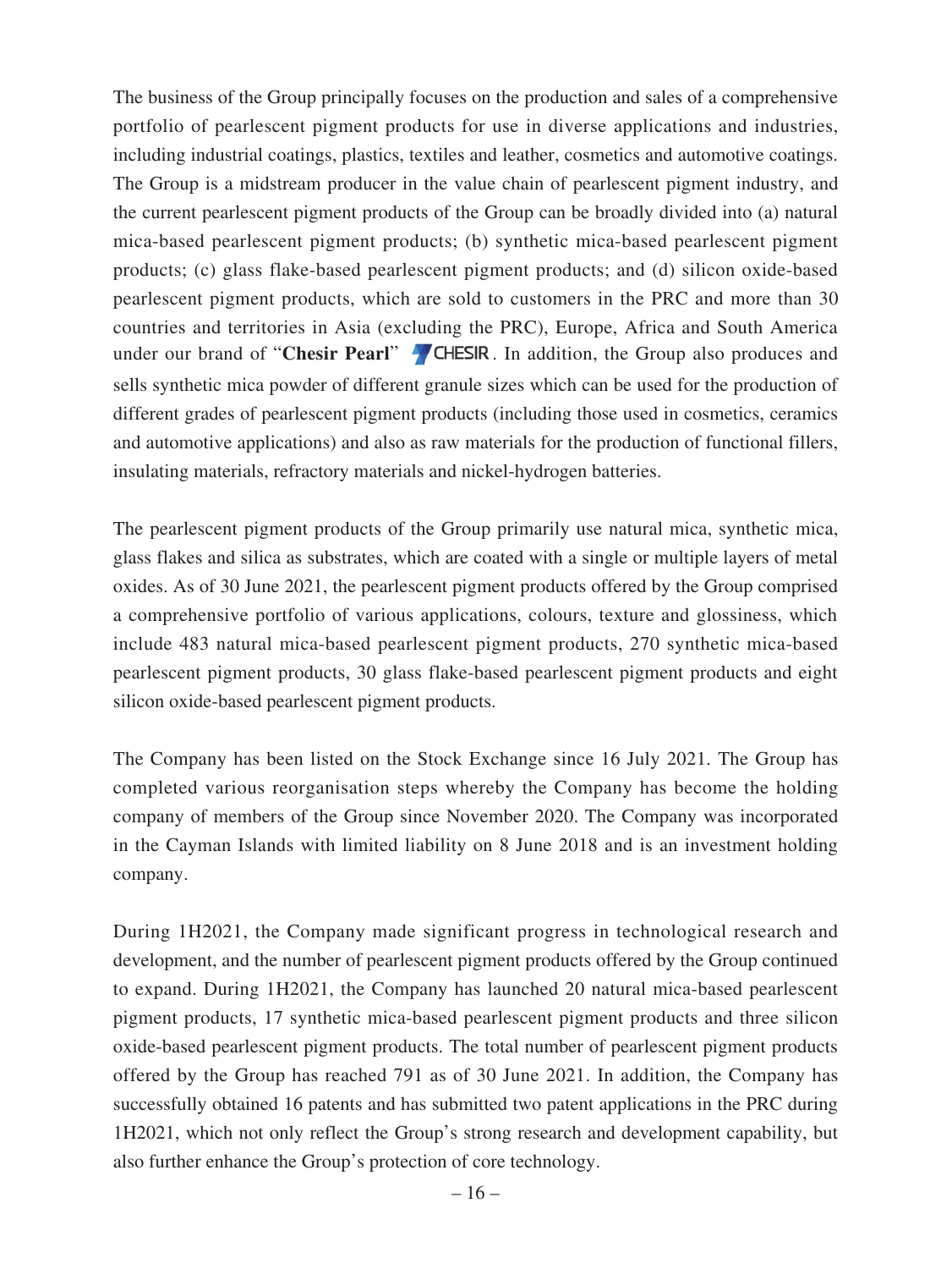The business of the Group principally focuses on the production and sales of a comprehensive portfolio of pearlescent pigment products for use in diverse applications and industries, including industrial coatings, plastics, textiles and leather, cosmetics and automotive coatings. The Group is a midstream producer in the value chain of pearlescent pigment industry, and the current pearlescent pigment products of the Group can be broadly divided into (a) natural mica-based pearlescent pigment products; (b) synthetic mica-based pearlescent pigment products; (c) glass flake-based pearlescent pigment products; and (d) silicon oxide-based pearlescent pigment products, which are sold to customers in the PRC and more than 30 countries and territories in Asia (excluding the PRC), Europe, Africa and South America under our brand of "**Chesir Pearl**" CHESIR. In addition, the Group also produces and sells synthetic mica powder of different granule sizes which can be used for the production of different grades of pearlescent pigment products (including those used in cosmetics, ceramics and automotive applications) and also as raw materials for the production of functional fillers, insulating materials, refractory materials and nickel-hydrogen batteries.

The pearlescent pigment products of the Group primarily use natural mica, synthetic mica, glass flakes and silica as substrates, which are coated with a single or multiple layers of metal oxides. As of 30 June 2021, the pearlescent pigment products offered by the Group comprised a comprehensive portfolio of various applications, colours, texture and glossiness, which include 483 natural mica-based pearlescent pigment products, 270 synthetic mica-based pearlescent pigment products, 30 glass flake-based pearlescent pigment products and eight silicon oxide-based pearlescent pigment products.

The Company has been listed on the Stock Exchange since 16 July 2021. The Group has completed various reorganisation steps whereby the Company has become the holding company of members of the Group since November 2020. The Company was incorporated in the Cayman Islands with limited liability on 8 June 2018 and is an investment holding company.

During 1H2021, the Company made significant progress in technological research and development, and the number of pearlescent pigment products offered by the Group continued to expand. During 1H2021, the Company has launched 20 natural mica-based pearlescent pigment products, 17 synthetic mica-based pearlescent pigment products and three silicon oxide-based pearlescent pigment products. The total number of pearlescent pigment products offered by the Group has reached 791 as of 30 June 2021. In addition, the Company has successfully obtained 16 patents and has submitted two patent applications in the PRC during 1H2021, which not only reflect the Group's strong research and development capability, but also further enhance the Group's protection of core technology.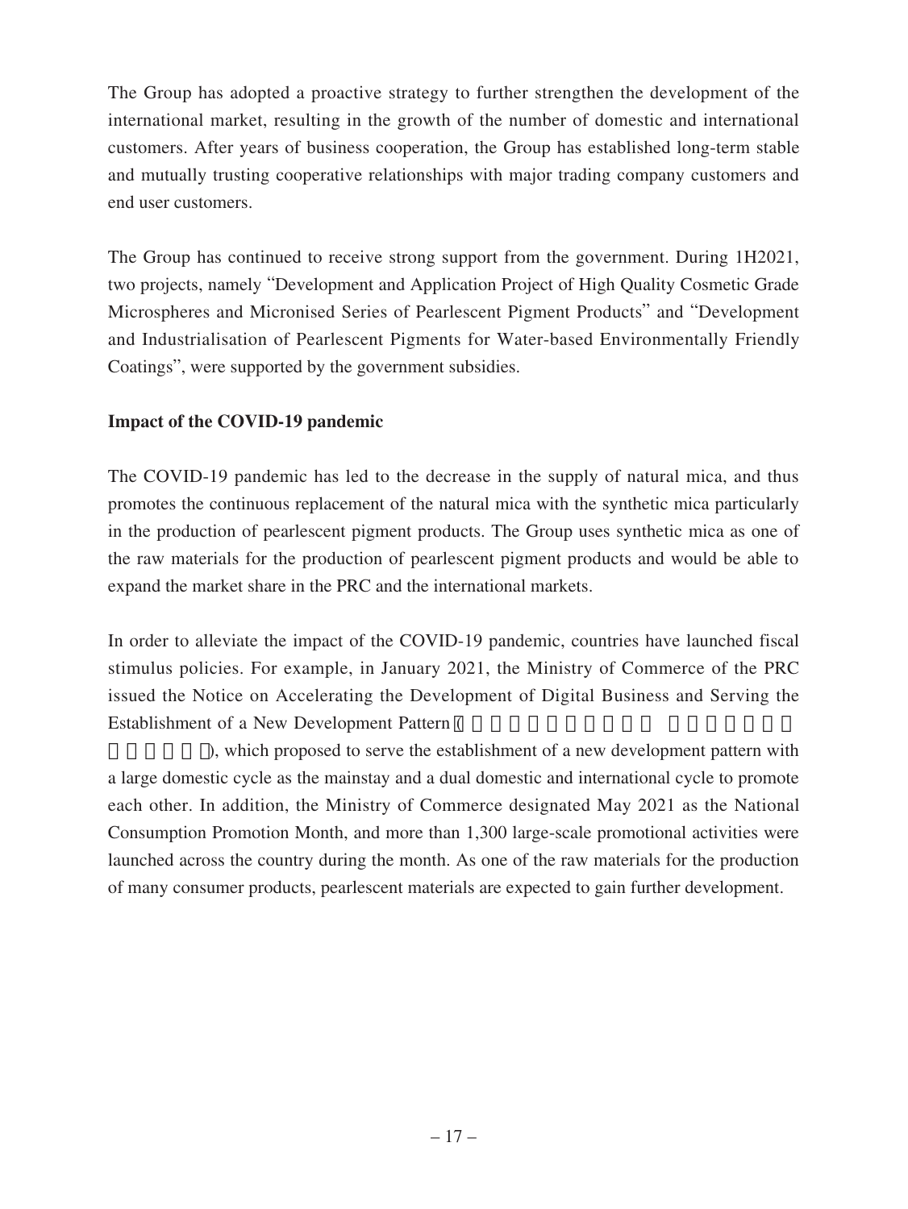The Group has adopted a proactive strategy to further strengthen the development of the international market, resulting in the growth of the number of domestic and international customers. After years of business cooperation, the Group has established long-term stable and mutually trusting cooperative relationships with major trading company customers and end user customers.

The Group has continued to receive strong support from the government. During 1H2021, two projects, namely "Development and Application Project of High Quality Cosmetic Grade Microspheres and Micronised Series of Pearlescent Pigment Products" and "Development and Industrialisation of Pearlescent Pigments for Water-based Environmentally Friendly Coatings", were supported by the government subsidies.

**Impact of the COVID-19 pandemic**

The COVID-19 pandemic has led to the decrease in the supply of natural mica, and thus promotes the continuous replacement of the natural mica with the synthetic mica particularly in the production of pearlescent pigment products. The Group uses synthetic mica as one of the raw materials for the production of pearlescent pigment products and would be able to expand the market share in the PRC and the international markets.

In order to alleviate the impact of the COVID-19 pandemic, countries have launched fiscal stimulus policies. For example, in January 2021, the Ministry of Commerce of the PRC issued the Notice on Accelerating the Development of Digital Business and Serving the Establishment of a New Development Pattern (□□□□□□□□□□ □□□□□□□□□□□□), which proposed to serve the establishment of a new development pattern with a large domestic cycle as the mainstay and a dual domestic and international cycle to promote each other. In addition, the Ministry of Commerce designated May 2021 as the National Consumption Promotion Month, and more than 1,300 large-scale promotional activities were launched across the country during the month. As one of the raw materials for the production of many consumer products, pearlescent materials are expected to gain further development.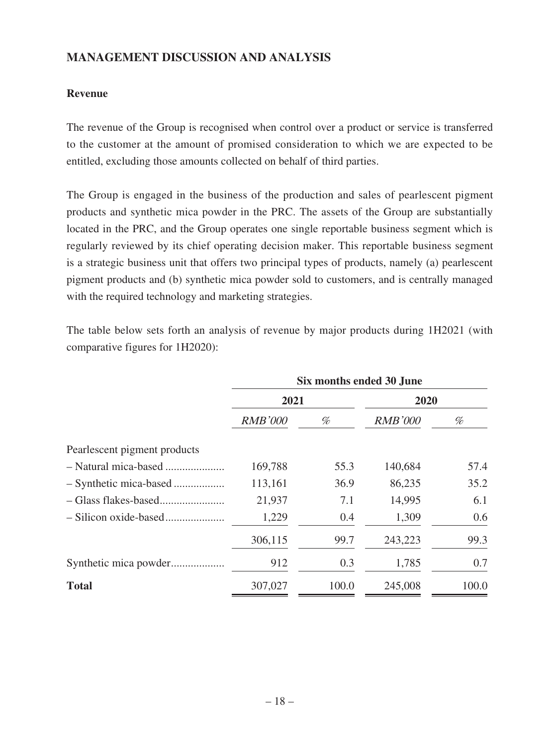## MANAGEMENT DISCUSSION AND ANALYSIS

### Revenue

The revenue of the Group is recognised when control over a product or service is transferred to the customer at the amount of promised consideration to which we are expected to be entitled, excluding those amounts collected on behalf of third parties.

The Group is engaged in the business of the production and sales of pearlescent pigment products and synthetic mica powder in the PRC. The assets of the Group are substantially located in the PRC, and the Group operates one single reportable business segment which is regularly reviewed by its chief operating decision maker. This reportable business segment is a strategic business unit that offers two principal types of products, namely (a) pearlescent pigment products and (b) synthetic mica powder sold to customers, and is centrally managed with the required technology and marketing strategies.

The table below sets forth an analysis of revenue by major products during 1H2021 (with comparative figures for 1H2020):

| | **Six months ended 30 June** | | | |
|---|---|---|---|---|
| | **2021** | | **2020** | |
| | *RMB'000* | *%* | *RMB'000* | *%* |
| Pearlescent pigment products | | | | |
| – Natural mica-based | 169,788 | 55.3 | 140,684 | 57.4 |
| – Synthetic mica-based | 113,161 | 36.9 | 86,235 | 35.2 |
| – Glass flakes-based | 21,937 | 7.1 | 14,995 | 6.1 |
| – Silicon oxide-based | 1,229 | 0.4 | 1,309 | 0.6 |
| | 306,115 | 99.7 | 243,223 | 99.3 |
| Synthetic mica powder | 912 | 0.3 | 1,785 | 0.7 |
| **Total** | 307,027 | 100.0 | 245,008 | 100.0 |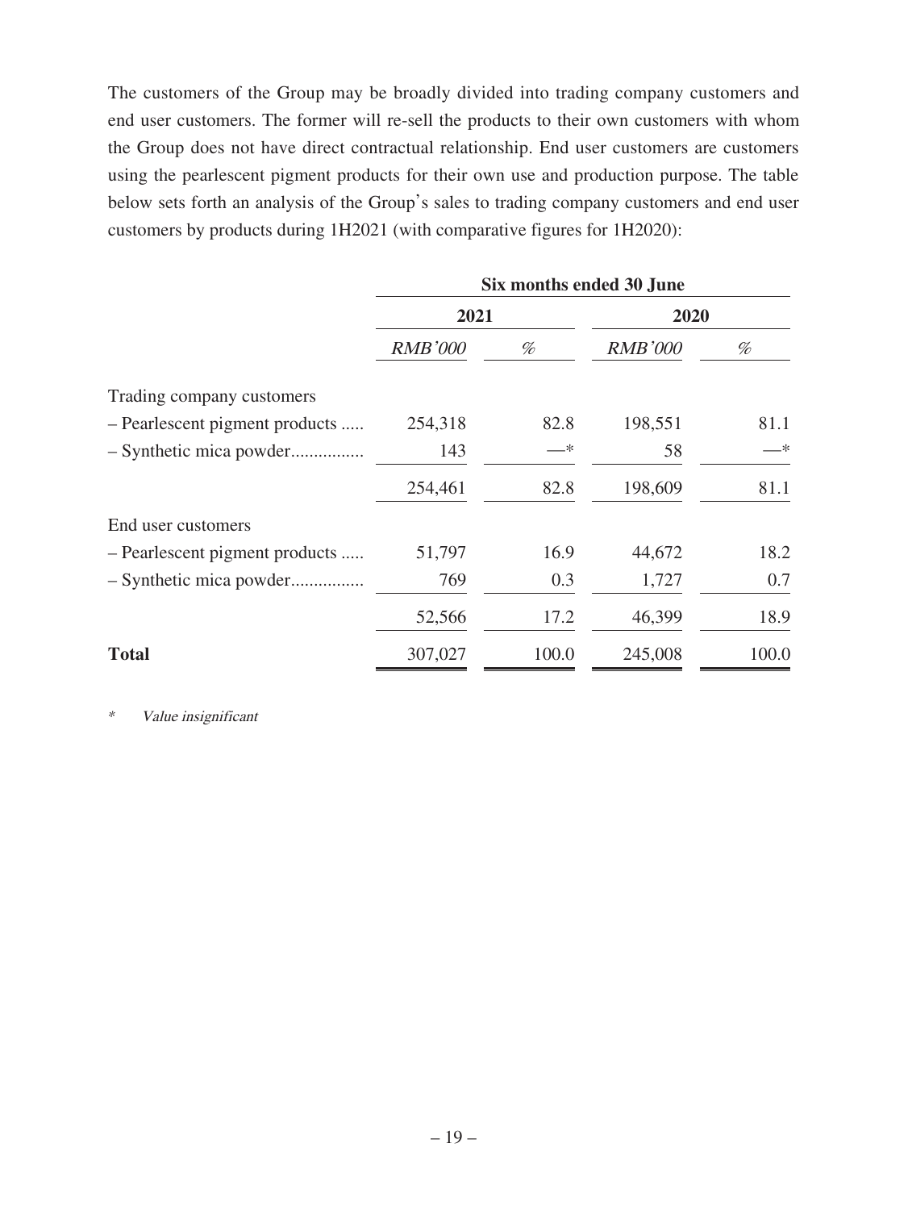The customers of the Group may be broadly divided into trading company customers and end user customers. The former will re-sell the products to their own customers with whom the Group does not have direct contractual relationship. End user customers are customers using the pearlescent pigment products for their own use and production purpose. The table below sets forth an analysis of the Group's sales to trading company customers and end user customers by products during 1H2021 (with comparative figures for 1H2020):

| | Six months ended 30 June | | | |
|---|---|---|---|---|
| | 2021 | | 2020 | |
| | *RMB'000* | *%* | *RMB'000* | *%* |
| Trading company customers | | | | |
| – Pearlescent pigment products ..... | 254,318 | 82.8 | 198,551 | 81.1 |
| – Synthetic mica powder................ | 143 | —* | 58 | —* |
| | 254,461 | 82.8 | 198,609 | 81.1 |
| End user customers | | | | |
| – Pearlescent pigment products ..... | 51,797 | 16.9 | 44,672 | 18.2 |
| – Synthetic mica powder................ | 769 | 0.3 | 1,727 | 0.7 |
| | 52,566 | 17.2 | 46,399 | 18.9 |
| **Total** | 307,027 | 100.0 | 245,008 | 100.0 |

\* *Value insignificant*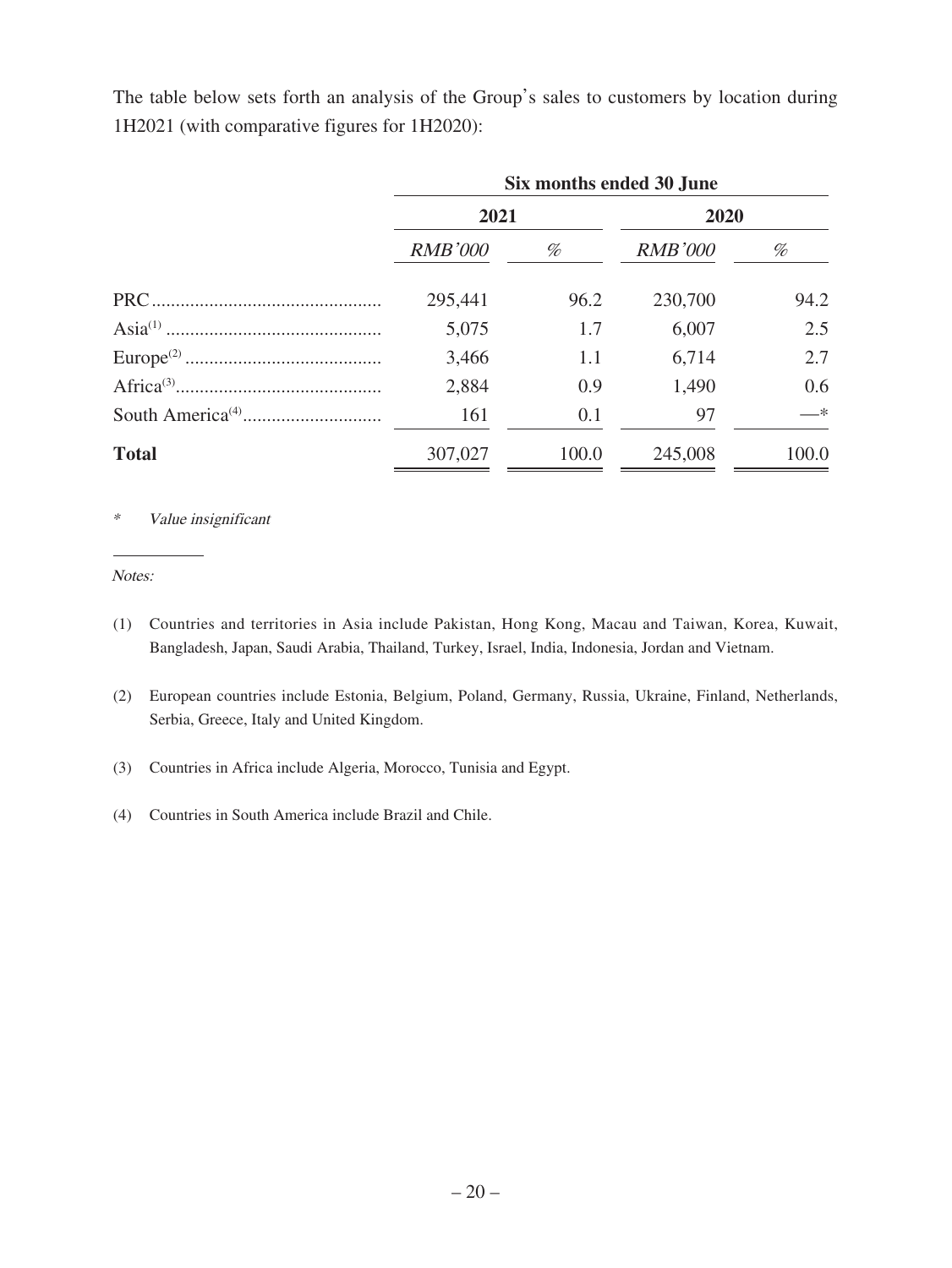The table below sets forth an analysis of the Group's sales to customers by location during 1H2021 (with comparative figures for 1H2020):

| | Six months ended 30 June | | | |
|---|---|---|---|---|
| | 2021 | | 2020 | |
| | *RMB'000* | *%* | *RMB'000* | *%* |
| PRC | 295,441 | 96.2 | 230,700 | 94.2 |
| Asia[1] | 5,075 | 1.7 | 6,007 | 2.5 |
| Europe[2] | 3,466 | 1.1 | 6,714 | 2.7 |
| Africa[3] | 2,884 | 0.9 | 1,490 | 0.6 |
| South America[4] | 161 | 0.1 | 97 | —* |
| **Total** | 307,027 | 100.0 | 245,008 | 100.0 |

\* *Value insignificant*

*Notes:*

(1) Countries and territories in Asia include Pakistan, Hong Kong, Macau and Taiwan, Korea, Kuwait, Bangladesh, Japan, Saudi Arabia, Thailand, Turkey, Israel, India, Indonesia, Jordan and Vietnam.

(2) European countries include Estonia, Belgium, Poland, Germany, Russia, Ukraine, Finland, Netherlands, Serbia, Greece, Italy and United Kingdom.

(3) Countries in Africa include Algeria, Morocco, Tunisia and Egypt.

(4) Countries in South America include Brazil and Chile.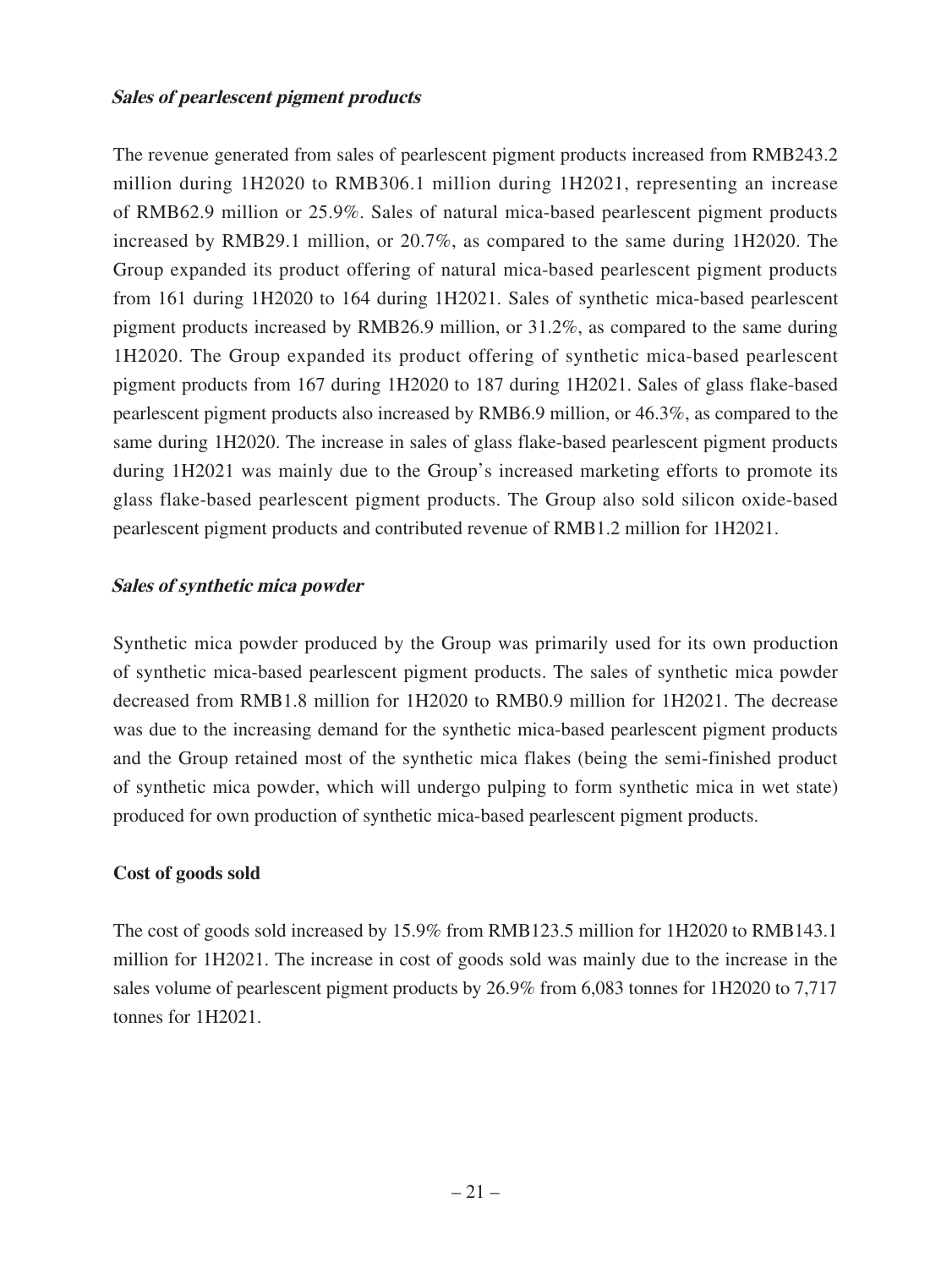***Sales of pearlescent pigment products***

The revenue generated from sales of pearlescent pigment products increased from RMB243.2 million during 1H2020 to RMB306.1 million during 1H2021, representing an increase of RMB62.9 million or 25.9%. Sales of natural mica-based pearlescent pigment products increased by RMB29.1 million, or 20.7%, as compared to the same during 1H2020. The Group expanded its product offering of natural mica-based pearlescent pigment products from 161 during 1H2020 to 164 during 1H2021. Sales of synthetic mica-based pearlescent pigment products increased by RMB26.9 million, or 31.2%, as compared to the same during 1H2020. The Group expanded its product offering of synthetic mica-based pearlescent pigment products from 167 during 1H2020 to 187 during 1H2021. Sales of glass flake-based pearlescent pigment products also increased by RMB6.9 million, or 46.3%, as compared to the same during 1H2020. The increase in sales of glass flake-based pearlescent pigment products during 1H2021 was mainly due to the Group's increased marketing efforts to promote its glass flake-based pearlescent pigment products. The Group also sold silicon oxide-based pearlescent pigment products and contributed revenue of RMB1.2 million for 1H2021.

***Sales of synthetic mica powder***

Synthetic mica powder produced by the Group was primarily used for its own production of synthetic mica-based pearlescent pigment products. The sales of synthetic mica powder decreased from RMB1.8 million for 1H2020 to RMB0.9 million for 1H2021. The decrease was due to the increasing demand for the synthetic mica-based pearlescent pigment products and the Group retained most of the synthetic mica flakes (being the semi-finished product of synthetic mica powder, which will undergo pulping to form synthetic mica in wet state) produced for own production of synthetic mica-based pearlescent pigment products.

**Cost of goods sold**

The cost of goods sold increased by 15.9% from RMB123.5 million for 1H2020 to RMB143.1 million for 1H2021. The increase in cost of goods sold was mainly due to the increase in the sales volume of pearlescent pigment products by 26.9% from 6,083 tonnes for 1H2020 to 7,717 tonnes for 1H2021.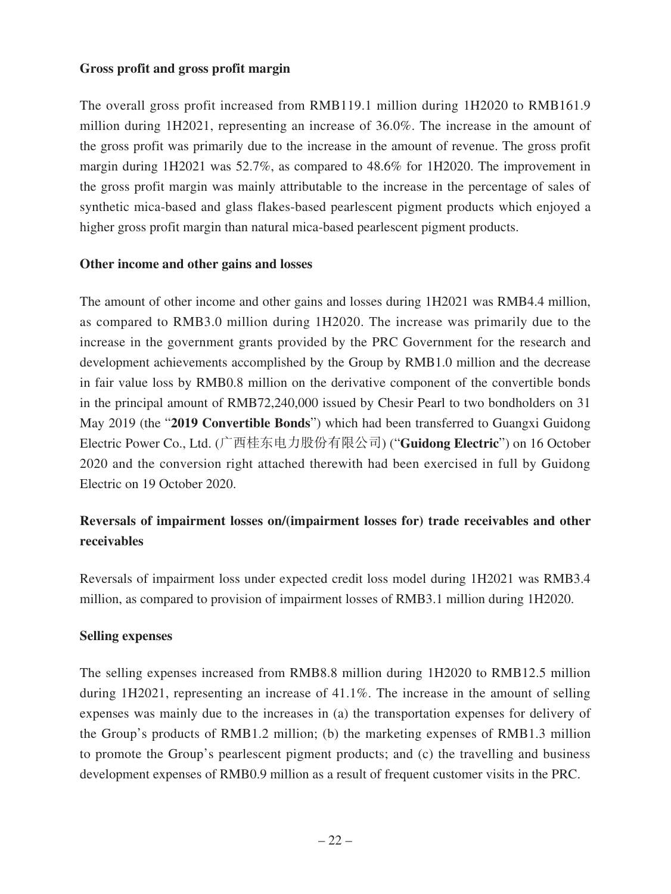**Gross profit and gross profit margin**

The overall gross profit increased from RMB119.1 million during 1H2020 to RMB161.9 million during 1H2021, representing an increase of 36.0%. The increase in the amount of the gross profit was primarily due to the increase in the amount of revenue. The gross profit margin during 1H2021 was 52.7%, as compared to 48.6% for 1H2020. The improvement in the gross profit margin was mainly attributable to the increase in the percentage of sales of synthetic mica-based and glass flakes-based pearlescent pigment products which enjoyed a higher gross profit margin than natural mica-based pearlescent pigment products.

**Other income and other gains and losses**

The amount of other income and other gains and losses during 1H2021 was RMB4.4 million, as compared to RMB3.0 million during 1H2020. The increase was primarily due to the increase in the government grants provided by the PRC Government for the research and development achievements accomplished by the Group by RMB1.0 million and the decrease in fair value loss by RMB0.8 million on the derivative component of the convertible bonds in the principal amount of RMB72,240,000 issued by Chesir Pearl to two bondholders on 31 May 2019 (the "**2019 Convertible Bonds**") which had been transferred to Guangxi Guidong Electric Power Co., Ltd. (广西桂东电力股份有限公司) ("**Guidong Electric**") on 16 October 2020 and the conversion right attached therewith had been exercised in full by Guidong Electric on 19 October 2020.

**Reversals of impairment losses on/(impairment losses for) trade receivables and other receivables**

Reversals of impairment loss under expected credit loss model during 1H2021 was RMB3.4 million, as compared to provision of impairment losses of RMB3.1 million during 1H2020.

**Selling expenses**

The selling expenses increased from RMB8.8 million during 1H2020 to RMB12.5 million during 1H2021, representing an increase of 41.1%. The increase in the amount of selling expenses was mainly due to the increases in (a) the transportation expenses for delivery of the Group's products of RMB1.2 million; (b) the marketing expenses of RMB1.3 million to promote the Group's pearlescent pigment products; and (c) the travelling and business development expenses of RMB0.9 million as a result of frequent customer visits in the PRC.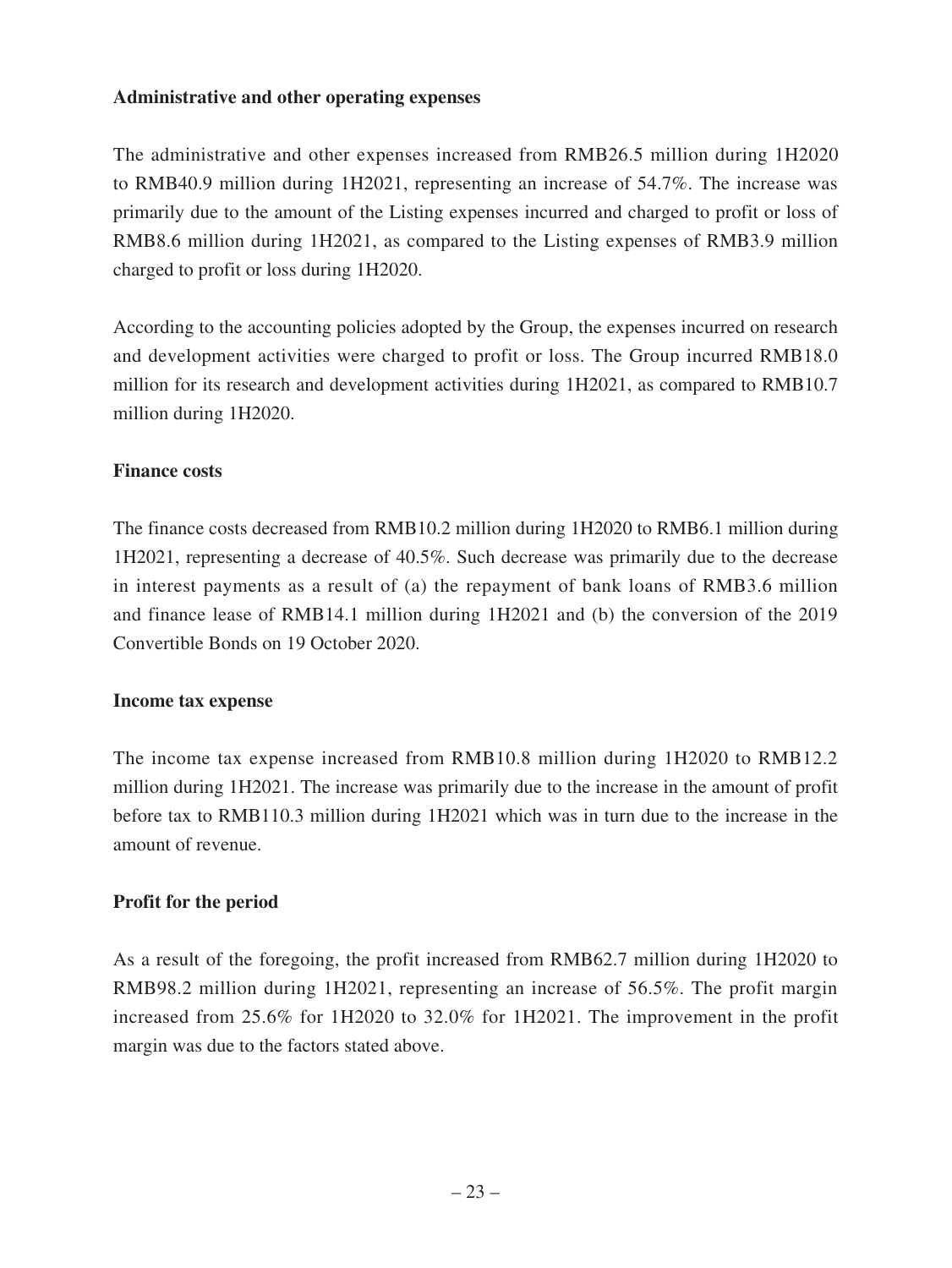**Administrative and other operating expenses**

The administrative and other expenses increased from RMB26.5 million during 1H2020 to RMB40.9 million during 1H2021, representing an increase of 54.7%. The increase was primarily due to the amount of the Listing expenses incurred and charged to profit or loss of RMB8.6 million during 1H2021, as compared to the Listing expenses of RMB3.9 million charged to profit or loss during 1H2020.

According to the accounting policies adopted by the Group, the expenses incurred on research and development activities were charged to profit or loss. The Group incurred RMB18.0 million for its research and development activities during 1H2021, as compared to RMB10.7 million during 1H2020.

**Finance costs**

The finance costs decreased from RMB10.2 million during 1H2020 to RMB6.1 million during 1H2021, representing a decrease of 40.5%. Such decrease was primarily due to the decrease in interest payments as a result of (a) the repayment of bank loans of RMB3.6 million and finance lease of RMB14.1 million during 1H2021 and (b) the conversion of the 2019 Convertible Bonds on 19 October 2020.

**Income tax expense**

The income tax expense increased from RMB10.8 million during 1H2020 to RMB12.2 million during 1H2021. The increase was primarily due to the increase in the amount of profit before tax to RMB110.3 million during 1H2021 which was in turn due to the increase in the amount of revenue.

**Profit for the period**

As a result of the foregoing, the profit increased from RMB62.7 million during 1H2020 to RMB98.2 million during 1H2021, representing an increase of 56.5%. The profit margin increased from 25.6% for 1H2020 to 32.0% for 1H2021. The improvement in the profit margin was due to the factors stated above.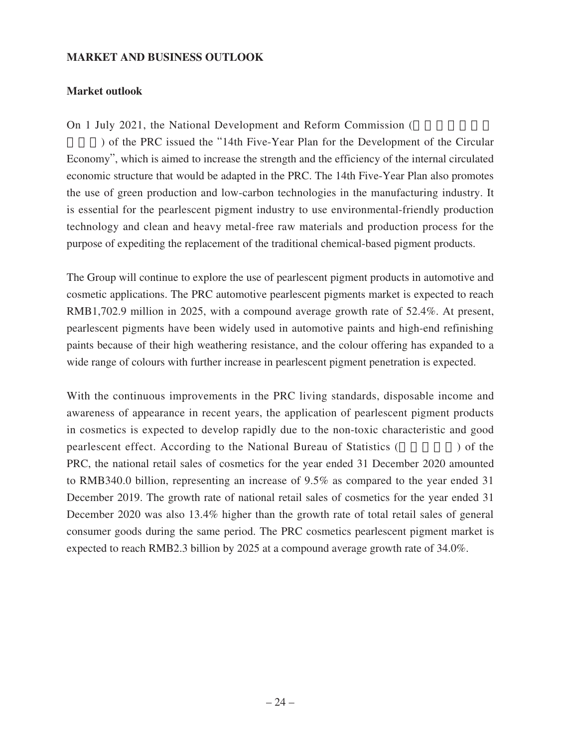## MARKET AND BUSINESS OUTLOOK

### Market outlook

On 1 July 2021, the National Development and Reform Commission (國家發展和改革委員會) of the PRC issued the "14th Five-Year Plan for the Development of the Circular Economy", which is aimed to increase the strength and the efficiency of the internal circulated economic structure that would be adapted in the PRC. The 14th Five-Year Plan also promotes the use of green production and low-carbon technologies in the manufacturing industry. It is essential for the pearlescent pigment industry to use environmental-friendly production technology and clean and heavy metal-free raw materials and production process for the purpose of expediting the replacement of the traditional chemical-based pigment products.

The Group will continue to explore the use of pearlescent pigment products in automotive and cosmetic applications. The PRC automotive pearlescent pigments market is expected to reach RMB1,702.9 million in 2025, with a compound average growth rate of 52.4%. At present, pearlescent pigments have been widely used in automotive paints and high-end refinishing paints because of their high weathering resistance, and the colour offering has expanded to a wide range of colours with further increase in pearlescent pigment penetration is expected.

With the continuous improvements in the PRC living standards, disposable income and awareness of appearance in recent years, the application of pearlescent pigment products in cosmetics is expected to develop rapidly due to the non-toxic characteristic and good pearlescent effect. According to the National Bureau of Statistics (國家統計局) of the PRC, the national retail sales of cosmetics for the year ended 31 December 2020 amounted to RMB340.0 billion, representing an increase of 9.5% as compared to the year ended 31 December 2019. The growth rate of national retail sales of cosmetics for the year ended 31 December 2020 was also 13.4% higher than the growth rate of total retail sales of general consumer goods during the same period. The PRC cosmetics pearlescent pigment market is expected to reach RMB2.3 billion by 2025 at a compound average growth rate of 34.0%.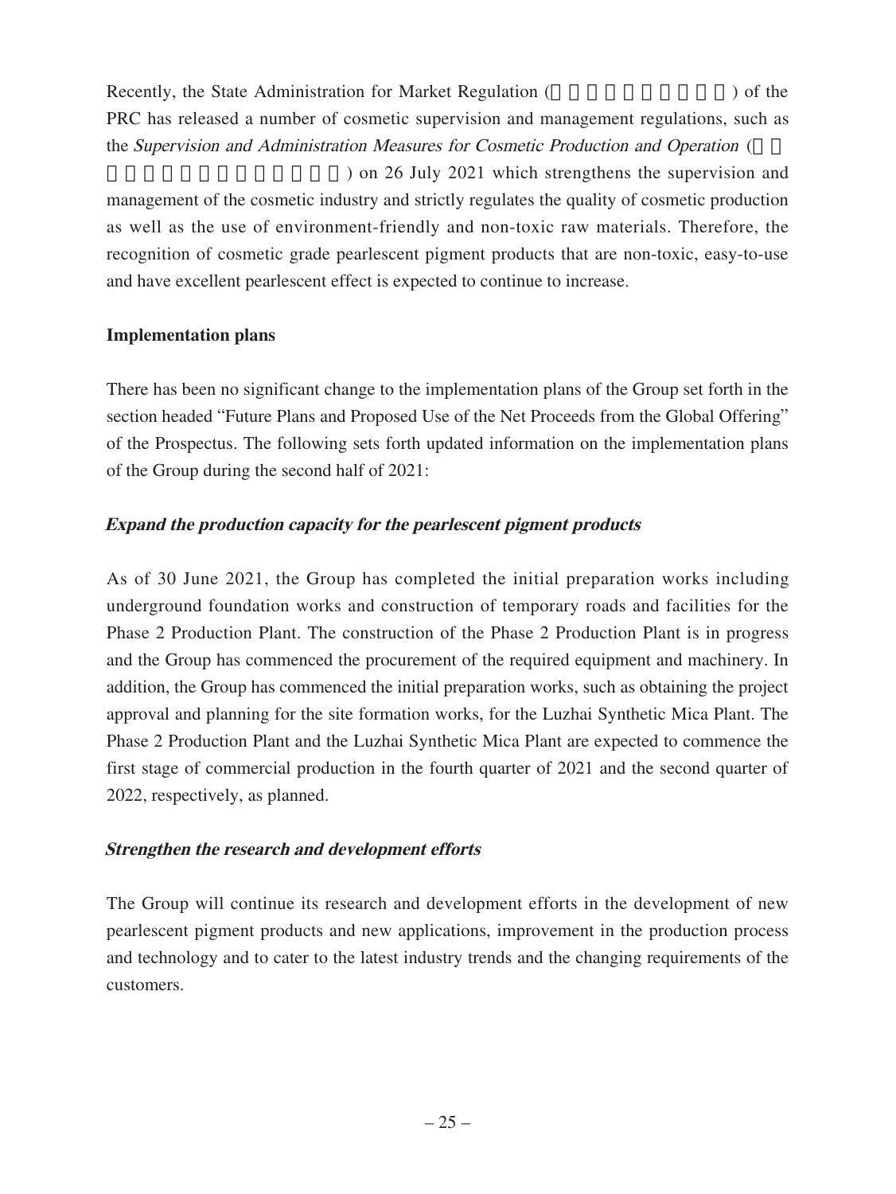Recently, the State Administration for Market Regulation (□□□□□□□□□□) of the PRC has released a number of cosmetic supervision and management regulations, such as the *Supervision and Administration Measures for Cosmetic Production and Operation* (□□□□□□□□□□□□□) on 26 July 2021 which strengthens the supervision and management of the cosmetic industry and strictly regulates the quality of cosmetic production as well as the use of environment-friendly and non-toxic raw materials. Therefore, the recognition of cosmetic grade pearlescent pigment products that are non-toxic, easy-to-use and have excellent pearlescent effect is expected to continue to increase.

**Implementation plans**

There has been no significant change to the implementation plans of the Group set forth in the section headed "Future Plans and Proposed Use of the Net Proceeds from the Global Offering" of the Prospectus. The following sets forth updated information on the implementation plans of the Group during the second half of 2021:

***Expand the production capacity for the pearlescent pigment products***

As of 30 June 2021, the Group has completed the initial preparation works including underground foundation works and construction of temporary roads and facilities for the Phase 2 Production Plant. The construction of the Phase 2 Production Plant is in progress and the Group has commenced the procurement of the required equipment and machinery. In addition, the Group has commenced the initial preparation works, such as obtaining the project approval and planning for the site formation works, for the Luzhai Synthetic Mica Plant. The Phase 2 Production Plant and the Luzhai Synthetic Mica Plant are expected to commence the first stage of commercial production in the fourth quarter of 2021 and the second quarter of 2022, respectively, as planned.

***Strengthen the research and development efforts***

The Group will continue its research and development efforts in the development of new pearlescent pigment products and new applications, improvement in the production process and technology and to cater to the latest industry trends and the changing requirements of the customers.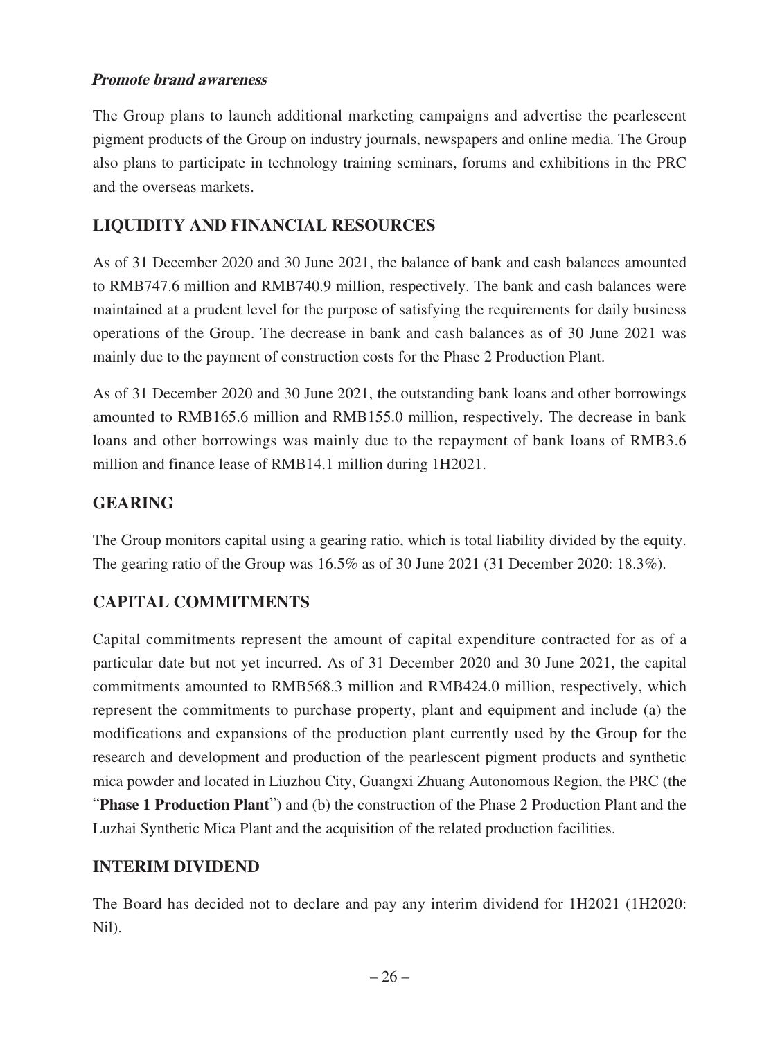***Promote brand awareness***

The Group plans to launch additional marketing campaigns and advertise the pearlescent pigment products of the Group on industry journals, newspapers and online media. The Group also plans to participate in technology training seminars, forums and exhibitions in the PRC and the overseas markets.

## LIQUIDITY AND FINANCIAL RESOURCES

As of 31 December 2020 and 30 June 2021, the balance of bank and cash balances amounted to RMB747.6 million and RMB740.9 million, respectively. The bank and cash balances were maintained at a prudent level for the purpose of satisfying the requirements for daily business operations of the Group. The decrease in bank and cash balances as of 30 June 2021 was mainly due to the payment of construction costs for the Phase 2 Production Plant.

As of 31 December 2020 and 30 June 2021, the outstanding bank loans and other borrowings amounted to RMB165.6 million and RMB155.0 million, respectively. The decrease in bank loans and other borrowings was mainly due to the repayment of bank loans of RMB3.6 million and finance lease of RMB14.1 million during 1H2021.

## GEARING

The Group monitors capital using a gearing ratio, which is total liability divided by the equity. The gearing ratio of the Group was 16.5% as of 30 June 2021 (31 December 2020: 18.3%).

## CAPITAL COMMITMENTS

Capital commitments represent the amount of capital expenditure contracted for as of a particular date but not yet incurred. As of 31 December 2020 and 30 June 2021, the capital commitments amounted to RMB568.3 million and RMB424.0 million, respectively, which represent the commitments to purchase property, plant and equipment and include (a) the modifications and expansions of the production plant currently used by the Group for the research and development and production of the pearlescent pigment products and synthetic mica powder and located in Liuzhou City, Guangxi Zhuang Autonomous Region, the PRC (the "**Phase 1 Production Plant**") and (b) the construction of the Phase 2 Production Plant and the Luzhai Synthetic Mica Plant and the acquisition of the related production facilities.

## INTERIM DIVIDEND

The Board has decided not to declare and pay any interim dividend for 1H2021 (1H2020: Nil).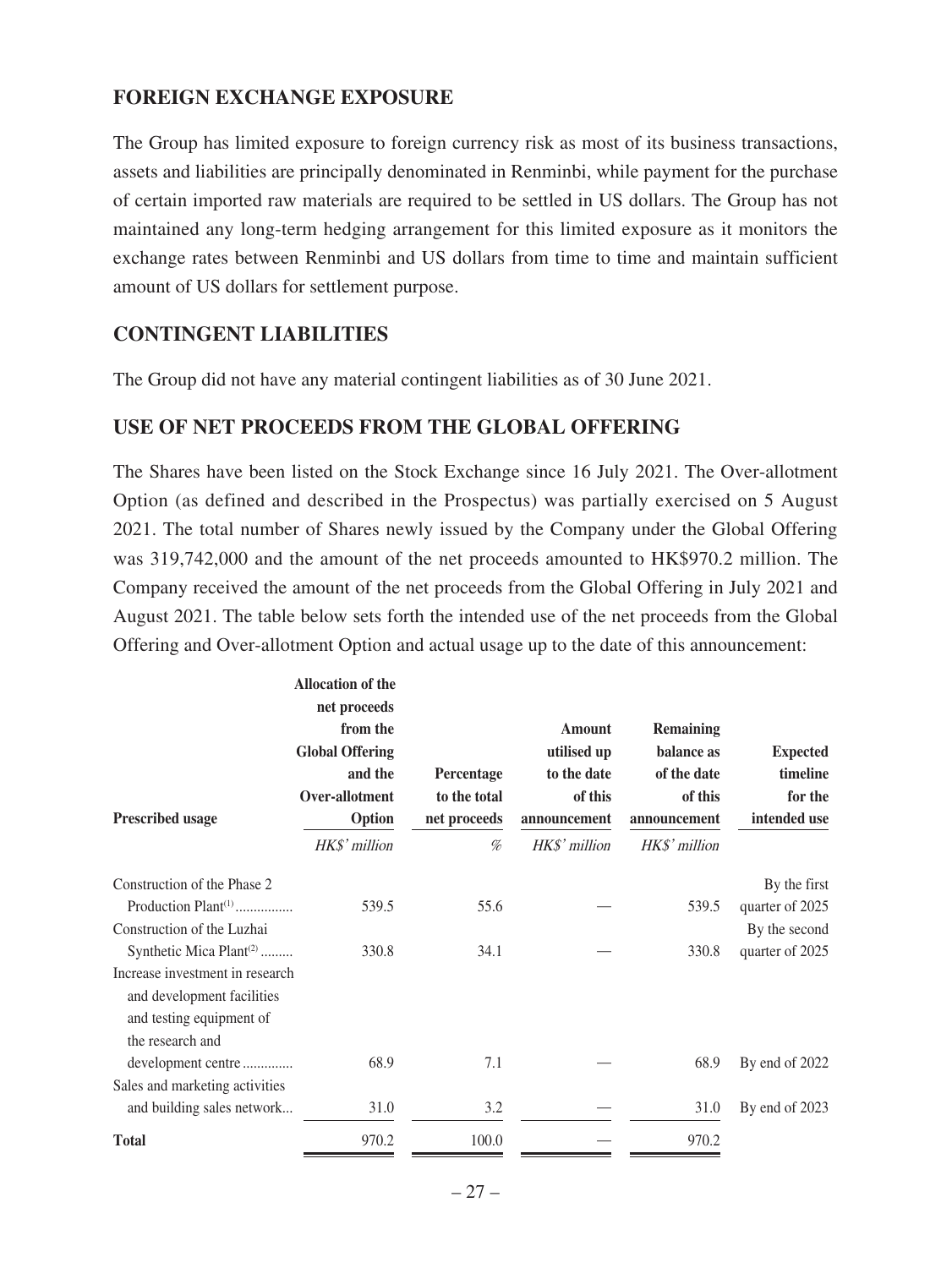## FOREIGN EXCHANGE EXPOSURE

The Group has limited exposure to foreign currency risk as most of its business transactions, assets and liabilities are principally denominated in Renminbi, while payment for the purchase of certain imported raw materials are required to be settled in US dollars. The Group has not maintained any long-term hedging arrangement for this limited exposure as it monitors the exchange rates between Renminbi and US dollars from time to time and maintain sufficient amount of US dollars for settlement purpose.

## CONTINGENT LIABILITIES

The Group did not have any material contingent liabilities as of 30 June 2021.

## USE OF NET PROCEEDS FROM THE GLOBAL OFFERING

The Shares have been listed on the Stock Exchange since 16 July 2021. The Over-allotment Option (as defined and described in the Prospectus) was partially exercised on 5 August 2021. The total number of Shares newly issued by the Company under the Global Offering was 319,742,000 and the amount of the net proceeds amounted to HK$970.2 million. The Company received the amount of the net proceeds from the Global Offering in July 2021 and August 2021. The table below sets forth the intended use of the net proceeds from the Global Offering and Over-allotment Option and actual usage up to the date of this announcement:

| Prescribed usage | Allocation of the net proceeds from the Global Offering and the Over-allotment Option | Percentage to the total net proceeds | Amount utilised up to the date of this announcement | Remaining balance as of the date of this announcement | Expected timeline for the intended use |
|---|---|---|---|---|---|
| | *HK$' million* | *%* | *HK$' million* | *HK$' million* | |
| Construction of the Phase 2 Production Plant[(1)] | 539.5 | 55.6 | — | 539.5 | By the first quarter of 2025 |
| Construction of the Luzhai Synthetic Mica Plant[(2)] | 330.8 | 34.1 | — | 330.8 | By the second quarter of 2025 |
| Increase investment in research and development facilities and testing equipment of the research and development centre | 68.9 | 7.1 | — | 68.9 | By end of 2022 |
| Sales and marketing activities and building sales network | 31.0 | 3.2 | — | 31.0 | By end of 2023 |
| **Total** | 970.2 | 100.0 | — | 970.2 | |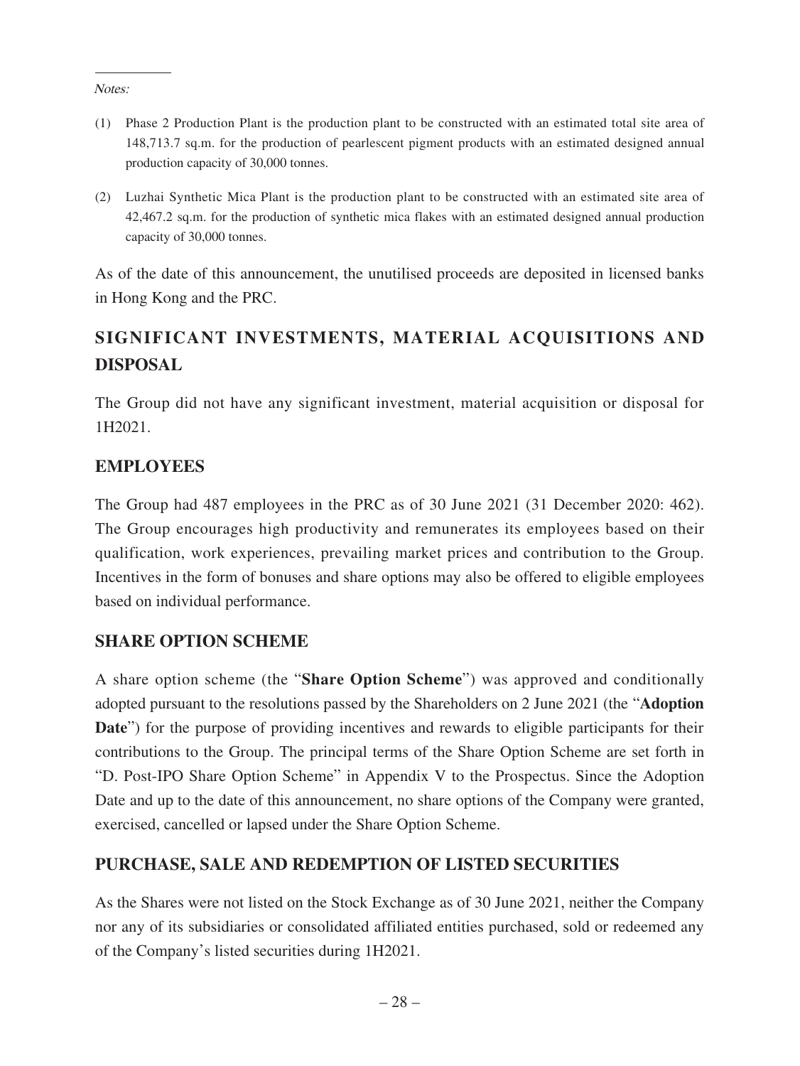*Notes:*

(1) Phase 2 Production Plant is the production plant to be constructed with an estimated total site area of 148,713.7 sq.m. for the production of pearlescent pigment products with an estimated designed annual production capacity of 30,000 tonnes.

(2) Luzhai Synthetic Mica Plant is the production plant to be constructed with an estimated site area of 42,467.2 sq.m. for the production of synthetic mica flakes with an estimated designed annual production capacity of 30,000 tonnes.

As of the date of this announcement, the unutilised proceeds are deposited in licensed banks in Hong Kong and the PRC.

## SIGNIFICANT INVESTMENTS, MATERIAL ACQUISITIONS AND DISPOSAL

The Group did not have any significant investment, material acquisition or disposal for 1H2021.

## EMPLOYEES

The Group had 487 employees in the PRC as of 30 June 2021 (31 December 2020: 462). The Group encourages high productivity and remunerates its employees based on their qualification, work experiences, prevailing market prices and contribution to the Group. Incentives in the form of bonuses and share options may also be offered to eligible employees based on individual performance.

## SHARE OPTION SCHEME

A share option scheme (the "**Share Option Scheme**") was approved and conditionally adopted pursuant to the resolutions passed by the Shareholders on 2 June 2021 (the "**Adoption Date**") for the purpose of providing incentives and rewards to eligible participants for their contributions to the Group. The principal terms of the Share Option Scheme are set forth in "D. Post-IPO Share Option Scheme" in Appendix V to the Prospectus. Since the Adoption Date and up to the date of this announcement, no share options of the Company were granted, exercised, cancelled or lapsed under the Share Option Scheme.

## PURCHASE, SALE AND REDEMPTION OF LISTED SECURITIES

As the Shares were not listed on the Stock Exchange as of 30 June 2021, neither the Company nor any of its subsidiaries or consolidated affiliated entities purchased, sold or redeemed any of the Company's listed securities during 1H2021.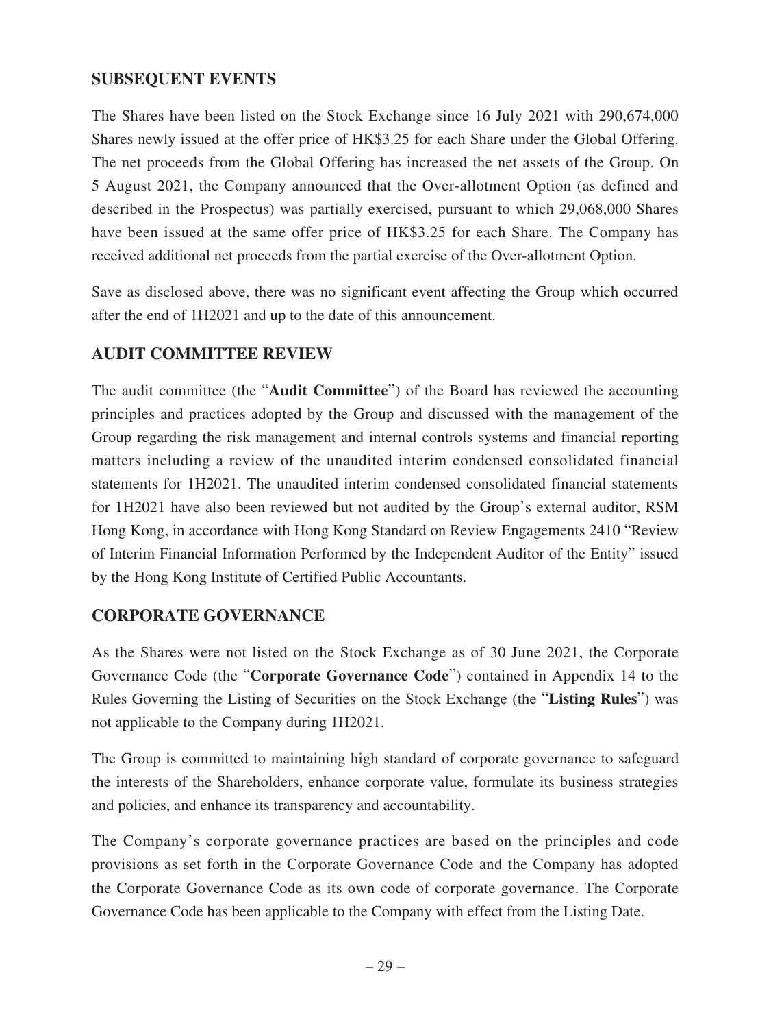## SUBSEQUENT EVENTS

The Shares have been listed on the Stock Exchange since 16 July 2021 with 290,674,000 Shares newly issued at the offer price of HK$3.25 for each Share under the Global Offering. The net proceeds from the Global Offering has increased the net assets of the Group. On 5 August 2021, the Company announced that the Over-allotment Option (as defined and described in the Prospectus) was partially exercised, pursuant to which 29,068,000 Shares have been issued at the same offer price of HK$3.25 for each Share. The Company has received additional net proceeds from the partial exercise of the Over-allotment Option.

Save as disclosed above, there was no significant event affecting the Group which occurred after the end of 1H2021 and up to the date of this announcement.

## AUDIT COMMITTEE REVIEW

The audit committee (the "**Audit Committee**") of the Board has reviewed the accounting principles and practices adopted by the Group and discussed with the management of the Group regarding the risk management and internal controls systems and financial reporting matters including a review of the unaudited interim condensed consolidated financial statements for 1H2021. The unaudited interim condensed consolidated financial statements for 1H2021 have also been reviewed but not audited by the Group's external auditor, RSM Hong Kong, in accordance with Hong Kong Standard on Review Engagements 2410 "Review of Interim Financial Information Performed by the Independent Auditor of the Entity" issued by the Hong Kong Institute of Certified Public Accountants.

## CORPORATE GOVERNANCE

As the Shares were not listed on the Stock Exchange as of 30 June 2021, the Corporate Governance Code (the "**Corporate Governance Code**") contained in Appendix 14 to the Rules Governing the Listing of Securities on the Stock Exchange (the "**Listing Rules**") was not applicable to the Company during 1H2021.

The Group is committed to maintaining high standard of corporate governance to safeguard the interests of the Shareholders, enhance corporate value, formulate its business strategies and policies, and enhance its transparency and accountability.

The Company's corporate governance practices are based on the principles and code provisions as set forth in the Corporate Governance Code and the Company has adopted the Corporate Governance Code as its own code of corporate governance. The Corporate Governance Code has been applicable to the Company with effect from the Listing Date.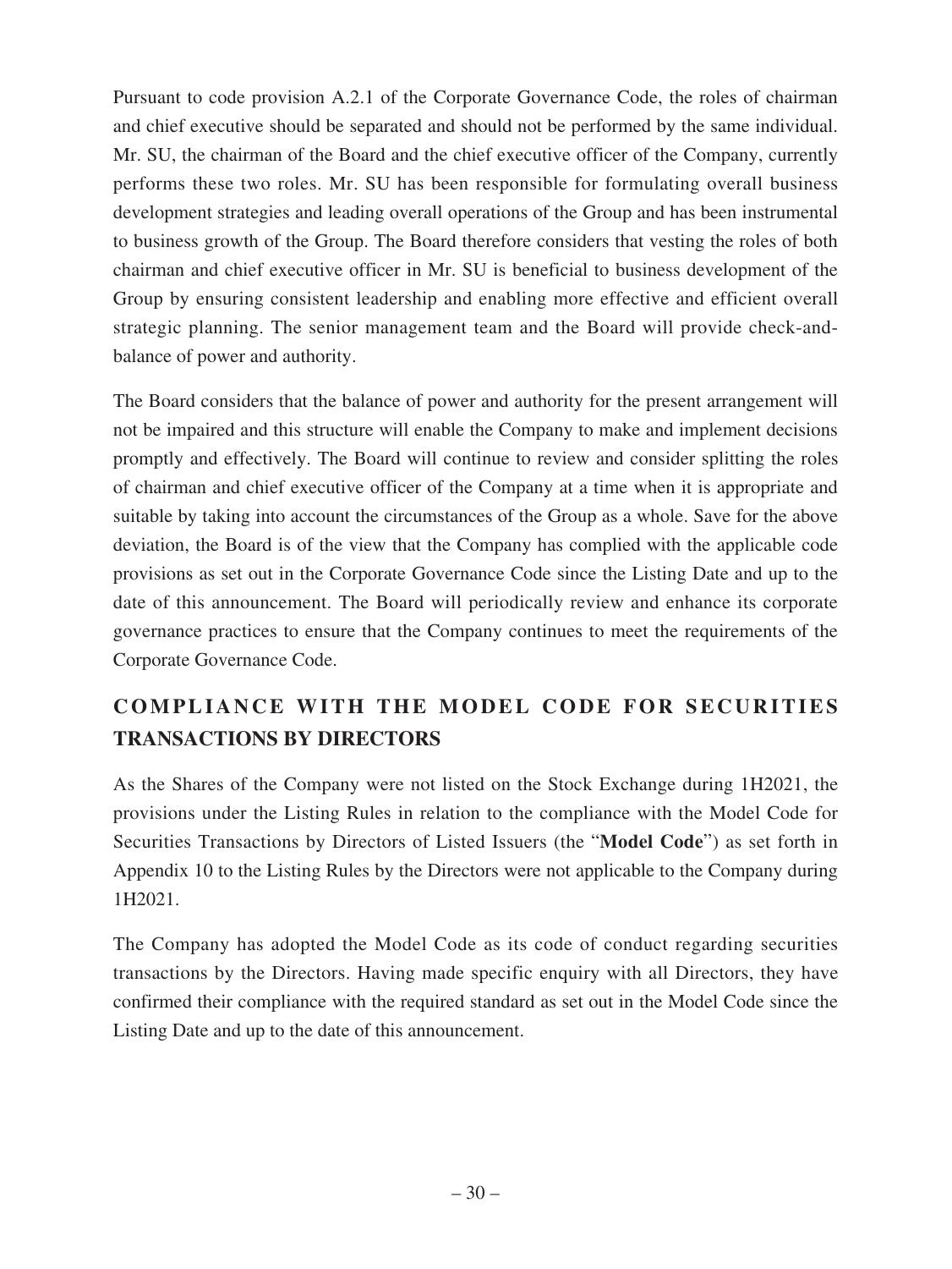Pursuant to code provision A.2.1 of the Corporate Governance Code, the roles of chairman and chief executive should be separated and should not be performed by the same individual. Mr. SU, the chairman of the Board and the chief executive officer of the Company, currently performs these two roles. Mr. SU has been responsible for formulating overall business development strategies and leading overall operations of the Group and has been instrumental to business growth of the Group. The Board therefore considers that vesting the roles of both chairman and chief executive officer in Mr. SU is beneficial to business development of the Group by ensuring consistent leadership and enabling more effective and efficient overall strategic planning. The senior management team and the Board will provide check-and-balance of power and authority.

The Board considers that the balance of power and authority for the present arrangement will not be impaired and this structure will enable the Company to make and implement decisions promptly and effectively. The Board will continue to review and consider splitting the roles of chairman and chief executive officer of the Company at a time when it is appropriate and suitable by taking into account the circumstances of the Group as a whole. Save for the above deviation, the Board is of the view that the Company has complied with the applicable code provisions as set out in the Corporate Governance Code since the Listing Date and up to the date of this announcement. The Board will periodically review and enhance its corporate governance practices to ensure that the Company continues to meet the requirements of the Corporate Governance Code.

## COMPLIANCE WITH THE MODEL CODE FOR SECURITIES TRANSACTIONS BY DIRECTORS

As the Shares of the Company were not listed on the Stock Exchange during 1H2021, the provisions under the Listing Rules in relation to the compliance with the Model Code for Securities Transactions by Directors of Listed Issuers (the "**Model Code**") as set forth in Appendix 10 to the Listing Rules by the Directors were not applicable to the Company during 1H2021.

The Company has adopted the Model Code as its code of conduct regarding securities transactions by the Directors. Having made specific enquiry with all Directors, they have confirmed their compliance with the required standard as set out in the Model Code since the Listing Date and up to the date of this announcement.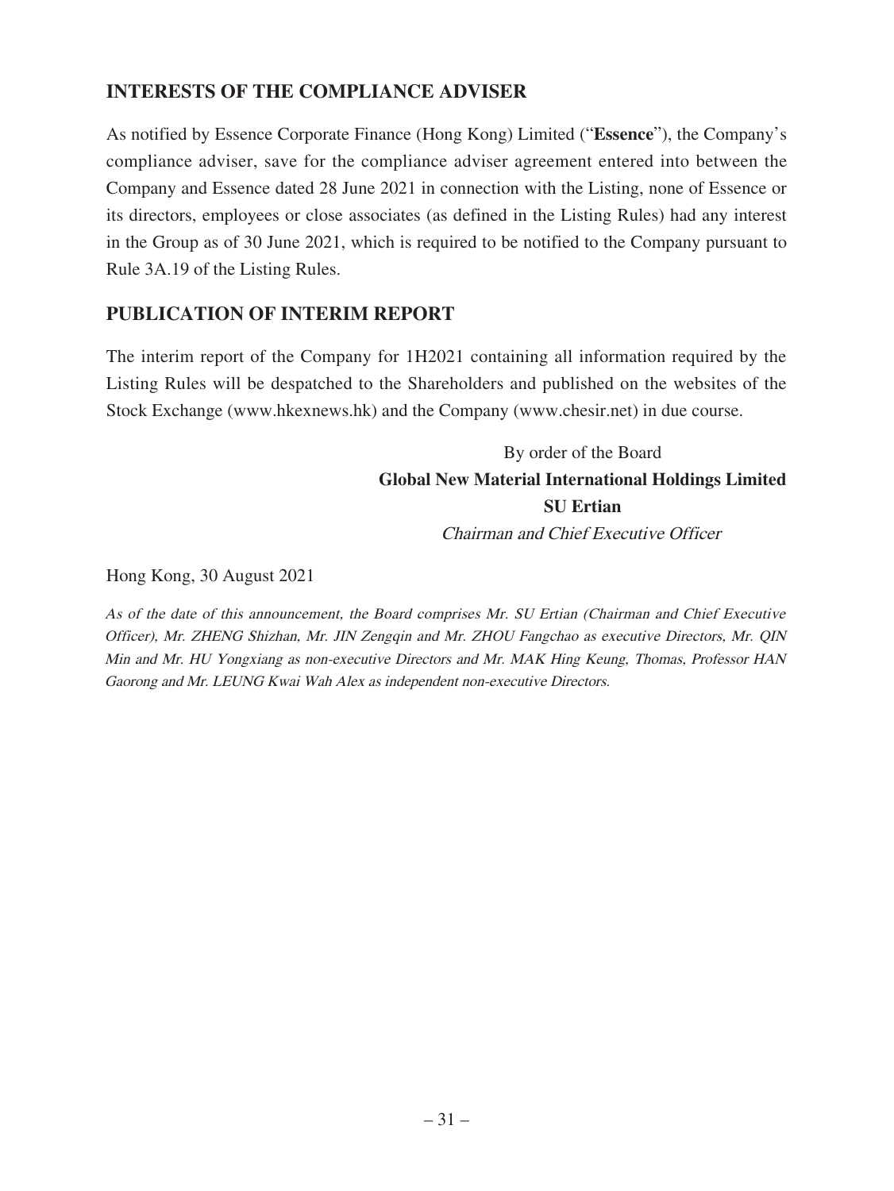## INTERESTS OF THE COMPLIANCE ADVISER

As notified by Essence Corporate Finance (Hong Kong) Limited ("**Essence**"), the Company's compliance adviser, save for the compliance adviser agreement entered into between the Company and Essence dated 28 June 2021 in connection with the Listing, none of Essence or its directors, employees or close associates (as defined in the Listing Rules) had any interest in the Group as of 30 June 2021, which is required to be notified to the Company pursuant to Rule 3A.19 of the Listing Rules.

## PUBLICATION OF INTERIM REPORT

The interim report of the Company for 1H2021 containing all information required by the Listing Rules will be despatched to the Shareholders and published on the websites of the Stock Exchange (www.hkexnews.hk) and the Company (www.chesir.net) in due course.

By order of the Board
**Global New Material International Holdings Limited**
**SU Ertian**
*Chairman and Chief Executive Officer*

Hong Kong, 30 August 2021

*As of the date of this announcement, the Board comprises Mr. SU Ertian (Chairman and Chief Executive Officer), Mr. ZHENG Shizhan, Mr. JIN Zengqin and Mr. ZHOU Fangchao as executive Directors, Mr. QIN Min and Mr. HU Yongxiang as non-executive Directors and Mr. MAK Hing Keung, Thomas, Professor HAN Gaorong and Mr. LEUNG Kwai Wah Alex as independent non-executive Directors.*